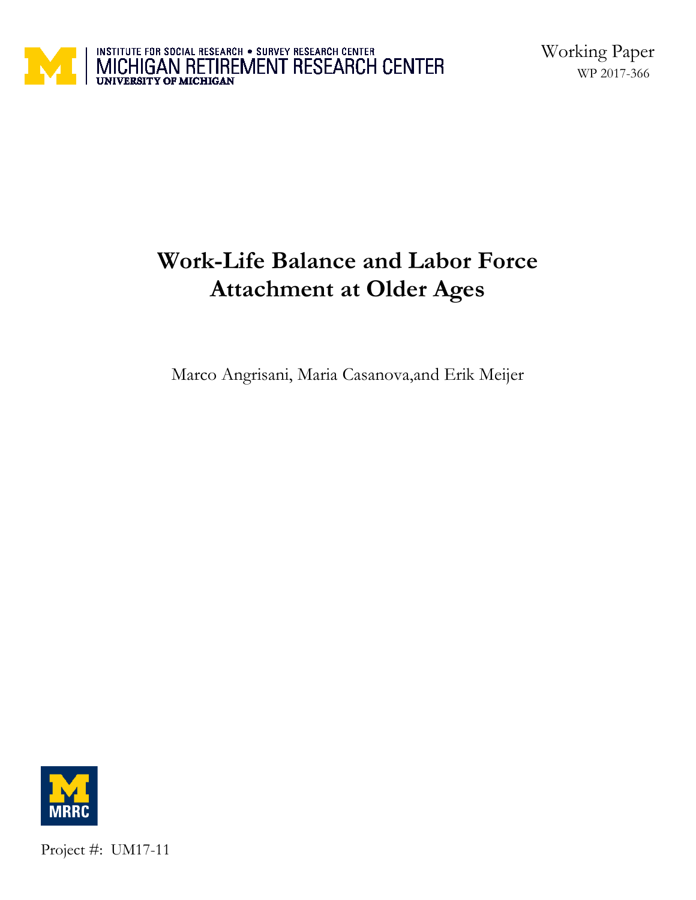INSTITUTE FOR SOCIAL RESEARCH • SURVEY RESEARCH CENTER
MICHIGAN RETIREMENT RESEARCH CENTER
UNIVERSITY OF MICHIGAN

Working Paper
WP 2017-366

# Work-Life Balance and Labor Force Attachment at Older Ages

Marco Angrisani, Maria Casanova,and Erik Meijer

Project #: UM17-11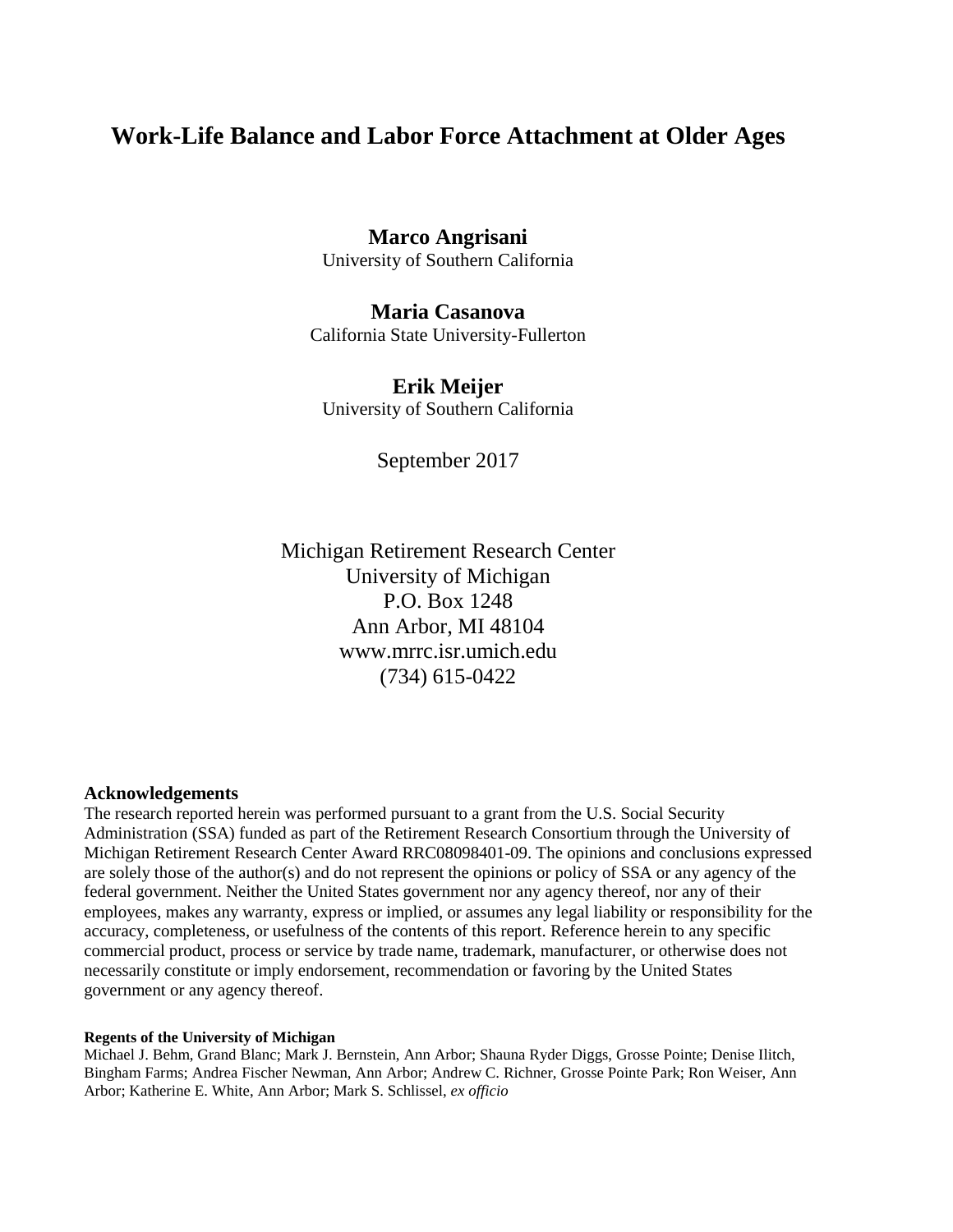# Work-Life Balance and Labor Force Attachment at Older Ages

**Marco Angrisani**
University of Southern California

**Maria Casanova**
California State University-Fullerton

**Erik Meijer**
University of Southern California

September 2017

Michigan Retirement Research Center
University of Michigan
P.O. Box 1248
Ann Arbor, MI 48104
www.mrrc.isr.umich.edu
(734) 615-0422

**Acknowledgements**

The research reported herein was performed pursuant to a grant from the U.S. Social Security Administration (SSA) funded as part of the Retirement Research Consortium through the University of Michigan Retirement Research Center Award RRC08098401-09. The opinions and conclusions expressed are solely those of the author(s) and do not represent the opinions or policy of SSA or any agency of the federal government. Neither the United States government nor any agency thereof, nor any of their employees, makes any warranty, express or implied, or assumes any legal liability or responsibility for the accuracy, completeness, or usefulness of the contents of this report. Reference herein to any specific commercial product, process or service by trade name, trademark, manufacturer, or otherwise does not necessarily constitute or imply endorsement, recommendation or favoring by the United States government or any agency thereof.

**Regents of the University of Michigan**

Michael J. Behm, Grand Blanc; Mark J. Bernstein, Ann Arbor; Shauna Ryder Diggs, Grosse Pointe; Denise Ilitch, Bingham Farms; Andrea Fischer Newman, Ann Arbor; Andrew C. Richner, Grosse Pointe Park; Ron Weiser, Ann Arbor; Katherine E. White, Ann Arbor; Mark S. Schlissel, *ex officio*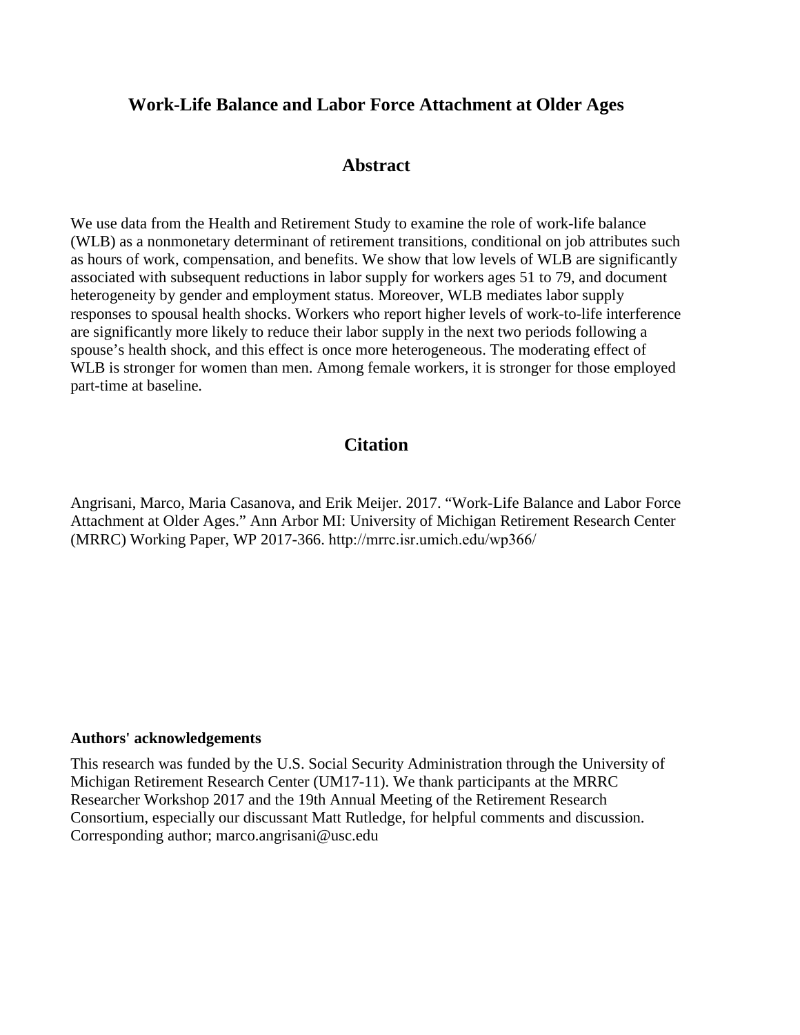# Work-Life Balance and Labor Force Attachment at Older Ages

## Abstract

We use data from the Health and Retirement Study to examine the role of work-life balance (WLB) as a nonmonetary determinant of retirement transitions, conditional on job attributes such as hours of work, compensation, and benefits. We show that low levels of WLB are significantly associated with subsequent reductions in labor supply for workers ages 51 to 79, and document heterogeneity by gender and employment status. Moreover, WLB mediates labor supply responses to spousal health shocks. Workers who report higher levels of work-to-life interference are significantly more likely to reduce their labor supply in the next two periods following a spouse's health shock, and this effect is once more heterogeneous. The moderating effect of WLB is stronger for women than men. Among female workers, it is stronger for those employed part-time at baseline.

## Citation

Angrisani, Marco, Maria Casanova, and Erik Meijer. 2017. "Work-Life Balance and Labor Force Attachment at Older Ages." Ann Arbor MI: University of Michigan Retirement Research Center (MRRC) Working Paper, WP 2017-366. http://mrrc.isr.umich.edu/wp366/

**Authors' acknowledgements**

This research was funded by the U.S. Social Security Administration through the University of Michigan Retirement Research Center (UM17-11). We thank participants at the MRRC Researcher Workshop 2017 and the 19th Annual Meeting of the Retirement Research Consortium, especially our discussant Matt Rutledge, for helpful comments and discussion. Corresponding author; marco.angrisani@usc.edu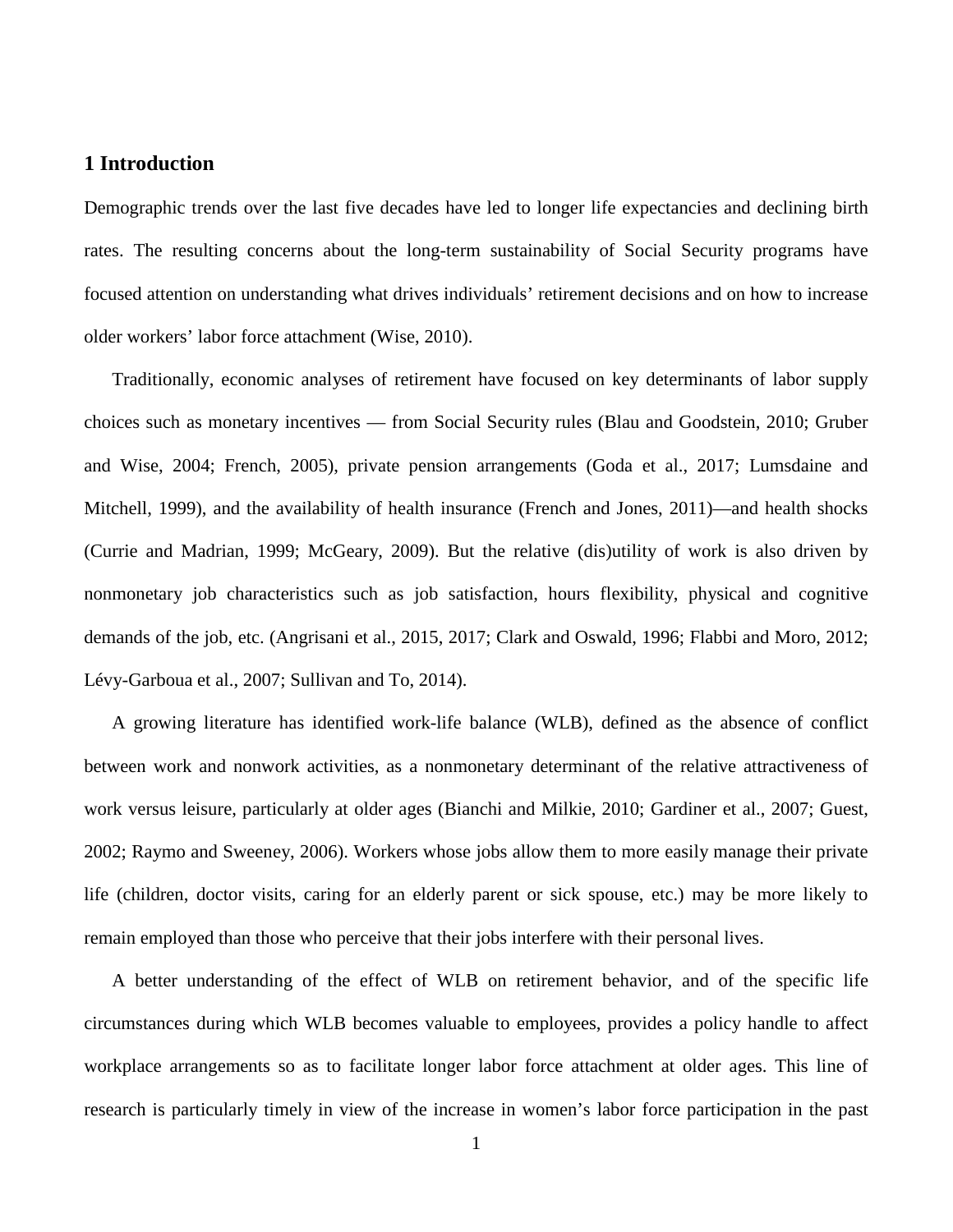## 1 Introduction

Demographic trends over the last five decades have led to longer life expectancies and declining birth rates. The resulting concerns about the long-term sustainability of Social Security programs have focused attention on understanding what drives individuals' retirement decisions and on how to increase older workers' labor force attachment (Wise, 2010).

Traditionally, economic analyses of retirement have focused on key determinants of labor supply choices such as monetary incentives — from Social Security rules (Blau and Goodstein, 2010; Gruber and Wise, 2004; French, 2005), private pension arrangements (Goda et al., 2017; Lumsdaine and Mitchell, 1999), and the availability of health insurance (French and Jones, 2011)—and health shocks (Currie and Madrian, 1999; McGeary, 2009). But the relative (dis)utility of work is also driven by nonmonetary job characteristics such as job satisfaction, hours flexibility, physical and cognitive demands of the job, etc. (Angrisani et al., 2015, 2017; Clark and Oswald, 1996; Flabbi and Moro, 2012; Lévy-Garboua et al., 2007; Sullivan and To, 2014).

A growing literature has identified work-life balance (WLB), defined as the absence of conflict between work and nonwork activities, as a nonmonetary determinant of the relative attractiveness of work versus leisure, particularly at older ages (Bianchi and Milkie, 2010; Gardiner et al., 2007; Guest, 2002; Raymo and Sweeney, 2006). Workers whose jobs allow them to more easily manage their private life (children, doctor visits, caring for an elderly parent or sick spouse, etc.) may be more likely to remain employed than those who perceive that their jobs interfere with their personal lives.

A better understanding of the effect of WLB on retirement behavior, and of the specific life circumstances during which WLB becomes valuable to employees, provides a policy handle to affect workplace arrangements so as to facilitate longer labor force attachment at older ages. This line of research is particularly timely in view of the increase in women's labor force participation in the past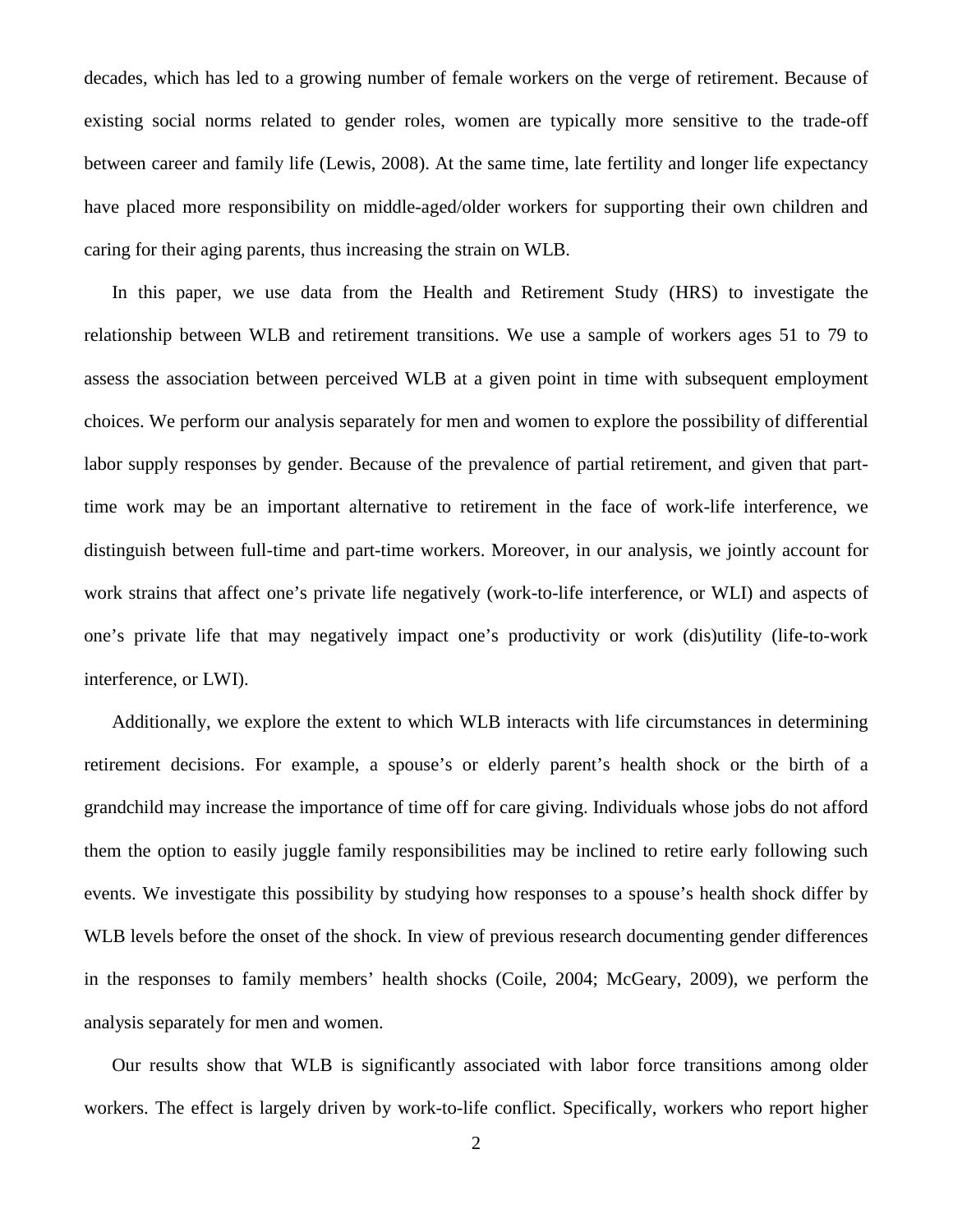decades, which has led to a growing number of female workers on the verge of retirement. Because of existing social norms related to gender roles, women are typically more sensitive to the trade-off between career and family life (Lewis, 2008). At the same time, late fertility and longer life expectancy have placed more responsibility on middle-aged/older workers for supporting their own children and caring for their aging parents, thus increasing the strain on WLB.

In this paper, we use data from the Health and Retirement Study (HRS) to investigate the relationship between WLB and retirement transitions. We use a sample of workers ages 51 to 79 to assess the association between perceived WLB at a given point in time with subsequent employment choices. We perform our analysis separately for men and women to explore the possibility of differential labor supply responses by gender. Because of the prevalence of partial retirement, and given that part-time work may be an important alternative to retirement in the face of work-life interference, we distinguish between full-time and part-time workers. Moreover, in our analysis, we jointly account for work strains that affect one's private life negatively (work-to-life interference, or WLI) and aspects of one's private life that may negatively impact one's productivity or work (dis)utility (life-to-work interference, or LWI).

Additionally, we explore the extent to which WLB interacts with life circumstances in determining retirement decisions. For example, a spouse's or elderly parent's health shock or the birth of a grandchild may increase the importance of time off for care giving. Individuals whose jobs do not afford them the option to easily juggle family responsibilities may be inclined to retire early following such events. We investigate this possibility by studying how responses to a spouse's health shock differ by WLB levels before the onset of the shock. In view of previous research documenting gender differences in the responses to family members' health shocks (Coile, 2004; McGeary, 2009), we perform the analysis separately for men and women.

Our results show that WLB is significantly associated with labor force transitions among older workers. The effect is largely driven by work-to-life conflict. Specifically, workers who report higher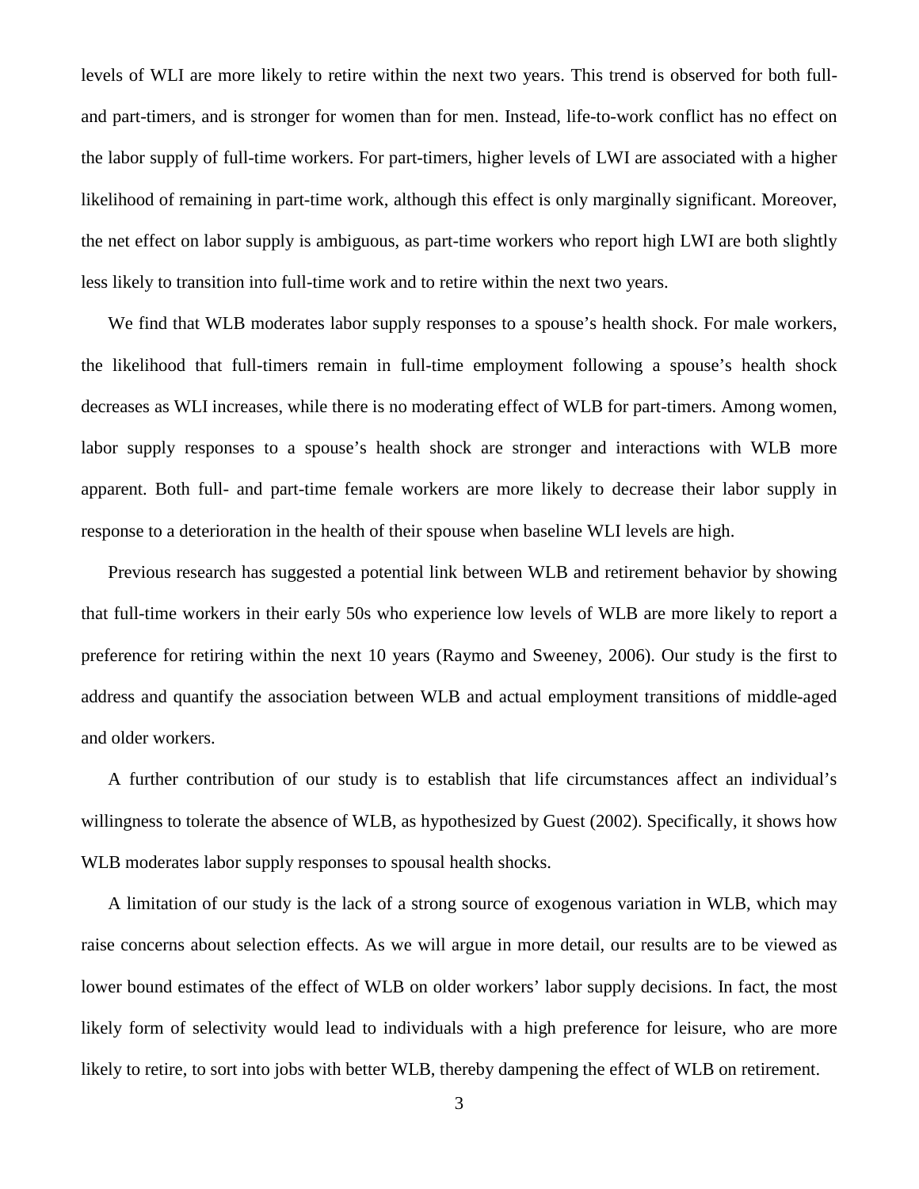levels of WLI are more likely to retire within the next two years. This trend is observed for both full- and part-timers, and is stronger for women than for men. Instead, life-to-work conflict has no effect on the labor supply of full-time workers. For part-timers, higher levels of LWI are associated with a higher likelihood of remaining in part-time work, although this effect is only marginally significant. Moreover, the net effect on labor supply is ambiguous, as part-time workers who report high LWI are both slightly less likely to transition into full-time work and to retire within the next two years.

We find that WLB moderates labor supply responses to a spouse's health shock. For male workers, the likelihood that full-timers remain in full-time employment following a spouse's health shock decreases as WLI increases, while there is no moderating effect of WLB for part-timers. Among women, labor supply responses to a spouse's health shock are stronger and interactions with WLB more apparent. Both full- and part-time female workers are more likely to decrease their labor supply in response to a deterioration in the health of their spouse when baseline WLI levels are high.

Previous research has suggested a potential link between WLB and retirement behavior by showing that full-time workers in their early 50s who experience low levels of WLB are more likely to report a preference for retiring within the next 10 years (Raymo and Sweeney, 2006). Our study is the first to address and quantify the association between WLB and actual employment transitions of middle-aged and older workers.

A further contribution of our study is to establish that life circumstances affect an individual's willingness to tolerate the absence of WLB, as hypothesized by Guest (2002). Specifically, it shows how WLB moderates labor supply responses to spousal health shocks.

A limitation of our study is the lack of a strong source of exogenous variation in WLB, which may raise concerns about selection effects. As we will argue in more detail, our results are to be viewed as lower bound estimates of the effect of WLB on older workers' labor supply decisions. In fact, the most likely form of selectivity would lead to individuals with a high preference for leisure, who are more likely to retire, to sort into jobs with better WLB, thereby dampening the effect of WLB on retirement.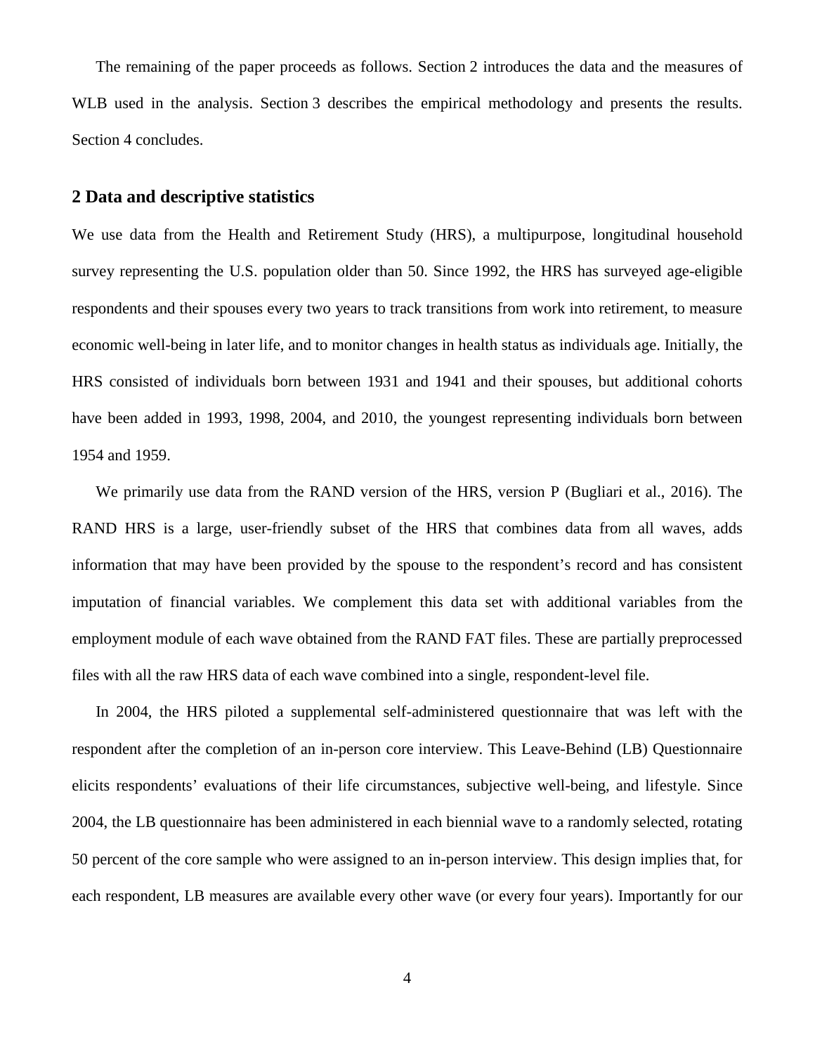The remaining of the paper proceeds as follows. Section 2 introduces the data and the measures of WLB used in the analysis. Section 3 describes the empirical methodology and presents the results. Section 4 concludes.

## 2 Data and descriptive statistics

We use data from the Health and Retirement Study (HRS), a multipurpose, longitudinal household survey representing the U.S. population older than 50. Since 1992, the HRS has surveyed age-eligible respondents and their spouses every two years to track transitions from work into retirement, to measure economic well-being in later life, and to monitor changes in health status as individuals age. Initially, the HRS consisted of individuals born between 1931 and 1941 and their spouses, but additional cohorts have been added in 1993, 1998, 2004, and 2010, the youngest representing individuals born between 1954 and 1959.

We primarily use data from the RAND version of the HRS, version P (Bugliari et al., 2016). The RAND HRS is a large, user-friendly subset of the HRS that combines data from all waves, adds information that may have been provided by the spouse to the respondent's record and has consistent imputation of financial variables. We complement this data set with additional variables from the employment module of each wave obtained from the RAND FAT files. These are partially preprocessed files with all the raw HRS data of each wave combined into a single, respondent-level file.

In 2004, the HRS piloted a supplemental self-administered questionnaire that was left with the respondent after the completion of an in-person core interview. This Leave-Behind (LB) Questionnaire elicits respondents' evaluations of their life circumstances, subjective well-being, and lifestyle. Since 2004, the LB questionnaire has been administered in each biennial wave to a randomly selected, rotating 50 percent of the core sample who were assigned to an in-person interview. This design implies that, for each respondent, LB measures are available every other wave (or every four years). Importantly for our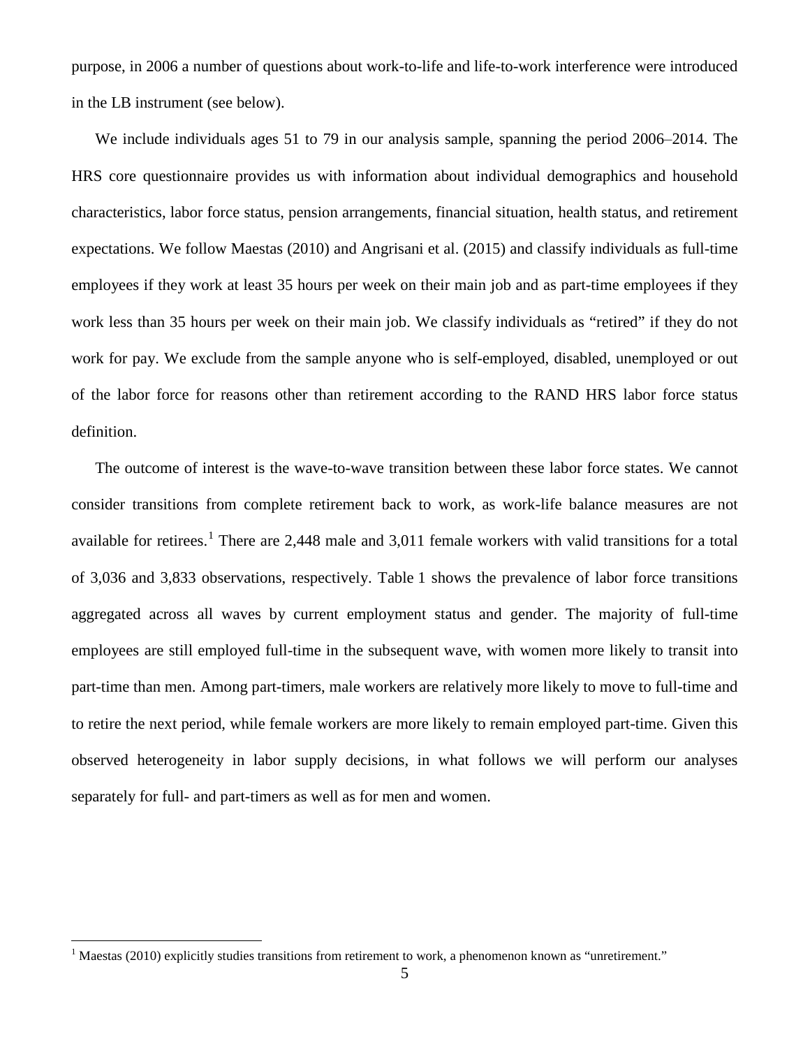purpose, in 2006 a number of questions about work-to-life and life-to-work interference were introduced in the LB instrument (see below).

We include individuals ages 51 to 79 in our analysis sample, spanning the period 2006–2014. The HRS core questionnaire provides us with information about individual demographics and household characteristics, labor force status, pension arrangements, financial situation, health status, and retirement expectations. We follow Maestas (2010) and Angrisani et al. (2015) and classify individuals as full-time employees if they work at least 35 hours per week on their main job and as part-time employees if they work less than 35 hours per week on their main job. We classify individuals as "retired" if they do not work for pay. We exclude from the sample anyone who is self-employed, disabled, unemployed or out of the labor force for reasons other than retirement according to the RAND HRS labor force status definition.

The outcome of interest is the wave-to-wave transition between these labor force states. We cannot consider transitions from complete retirement back to work, as work-life balance measures are not available for retirees.[1] There are 2,448 male and 3,011 female workers with valid transitions for a total of 3,036 and 3,833 observations, respectively. Table 1 shows the prevalence of labor force transitions aggregated across all waves by current employment status and gender. The majority of full-time employees are still employed full-time in the subsequent wave, with women more likely to transit into part-time than men. Among part-timers, male workers are relatively more likely to move to full-time and to retire the next period, while female workers are more likely to remain employed part-time. Given this observed heterogeneity in labor supply decisions, in what follows we will perform our analyses separately for full- and part-timers as well as for men and women.

[1] Maestas (2010) explicitly studies transitions from retirement to work, a phenomenon known as "unretirement."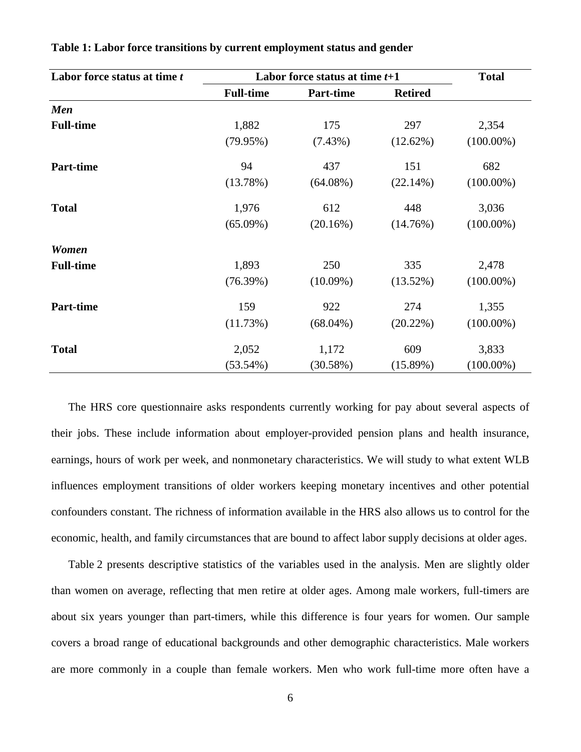**Table 1: Labor force transitions by current employment status and gender**

| Labor force status at time *t* | Labor force status at time *t*+1 | | | Total |
|---|---|---|---|---|
| | **Full-time** | **Part-time** | **Retired** | |
| ***Men*** | | | | |
| **Full-time** | 1,882 | 175 | 297 | 2,354 |
| | (79.95%) | (7.43%) | (12.62%) | (100.00%) |
| **Part-time** | 94 | 437 | 151 | 682 |
| | (13.78%) | (64.08%) | (22.14%) | (100.00%) |
| **Total** | 1,976 | 612 | 448 | 3,036 |
| | (65.09%) | (20.16%) | (14.76%) | (100.00%) |
| ***Women*** | | | | |
| **Full-time** | 1,893 | 250 | 335 | 2,478 |
| | (76.39%) | (10.09%) | (13.52%) | (100.00%) |
| **Part-time** | 159 | 922 | 274 | 1,355 |
| | (11.73%) | (68.04%) | (20.22%) | (100.00%) |
| **Total** | 2,052 | 1,172 | 609 | 3,833 |
| | (53.54%) | (30.58%) | (15.89%) | (100.00%) |

The HRS core questionnaire asks respondents currently working for pay about several aspects of their jobs. These include information about employer-provided pension plans and health insurance, earnings, hours of work per week, and nonmonetary characteristics. We will study to what extent WLB influences employment transitions of older workers keeping monetary incentives and other potential confounders constant. The richness of information available in the HRS also allows us to control for the economic, health, and family circumstances that are bound to affect labor supply decisions at older ages.

Table 2 presents descriptive statistics of the variables used in the analysis. Men are slightly older than women on average, reflecting that men retire at older ages. Among male workers, full-timers are about six years younger than part-timers, while this difference is four years for women. Our sample covers a broad range of educational backgrounds and other demographic characteristics. Male workers are more commonly in a couple than female workers. Men who work full-time more often have a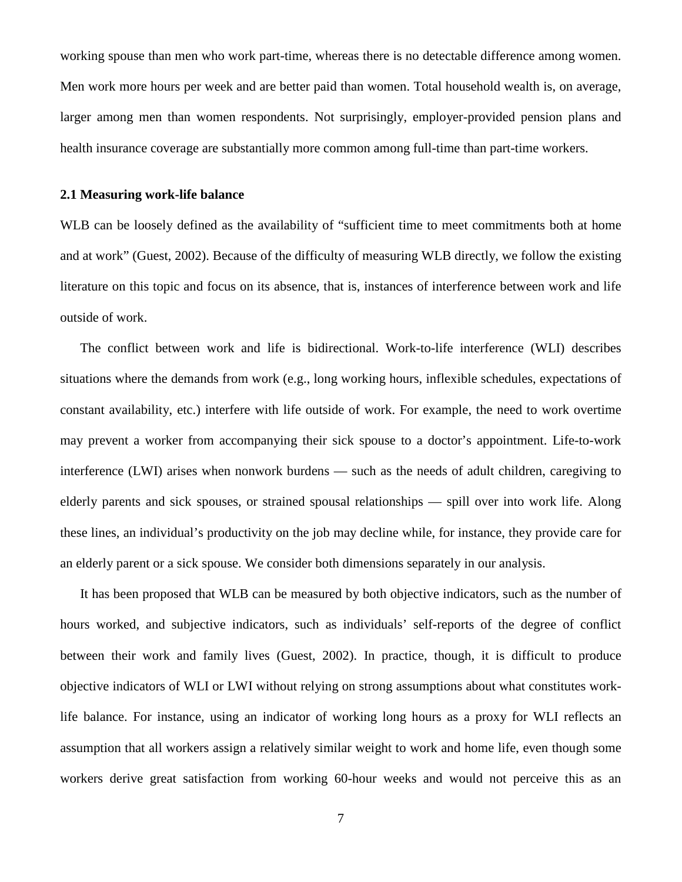working spouse than men who work part-time, whereas there is no detectable difference among women. Men work more hours per week and are better paid than women. Total household wealth is, on average, larger among men than women respondents. Not surprisingly, employer-provided pension plans and health insurance coverage are substantially more common among full-time than part-time workers.

### 2.1 Measuring work-life balance

WLB can be loosely defined as the availability of "sufficient time to meet commitments both at home and at work" (Guest, 2002). Because of the difficulty of measuring WLB directly, we follow the existing literature on this topic and focus on its absence, that is, instances of interference between work and life outside of work.

The conflict between work and life is bidirectional. Work-to-life interference (WLI) describes situations where the demands from work (e.g., long working hours, inflexible schedules, expectations of constant availability, etc.) interfere with life outside of work. For example, the need to work overtime may prevent a worker from accompanying their sick spouse to a doctor's appointment. Life-to-work interference (LWI) arises when nonwork burdens — such as the needs of adult children, caregiving to elderly parents and sick spouses, or strained spousal relationships — spill over into work life. Along these lines, an individual's productivity on the job may decline while, for instance, they provide care for an elderly parent or a sick spouse. We consider both dimensions separately in our analysis.

It has been proposed that WLB can be measured by both objective indicators, such as the number of hours worked, and subjective indicators, such as individuals' self-reports of the degree of conflict between their work and family lives (Guest, 2002). In practice, though, it is difficult to produce objective indicators of WLI or LWI without relying on strong assumptions about what constitutes work-life balance. For instance, using an indicator of working long hours as a proxy for WLI reflects an assumption that all workers assign a relatively similar weight to work and home life, even though some workers derive great satisfaction from working 60-hour weeks and would not perceive this as an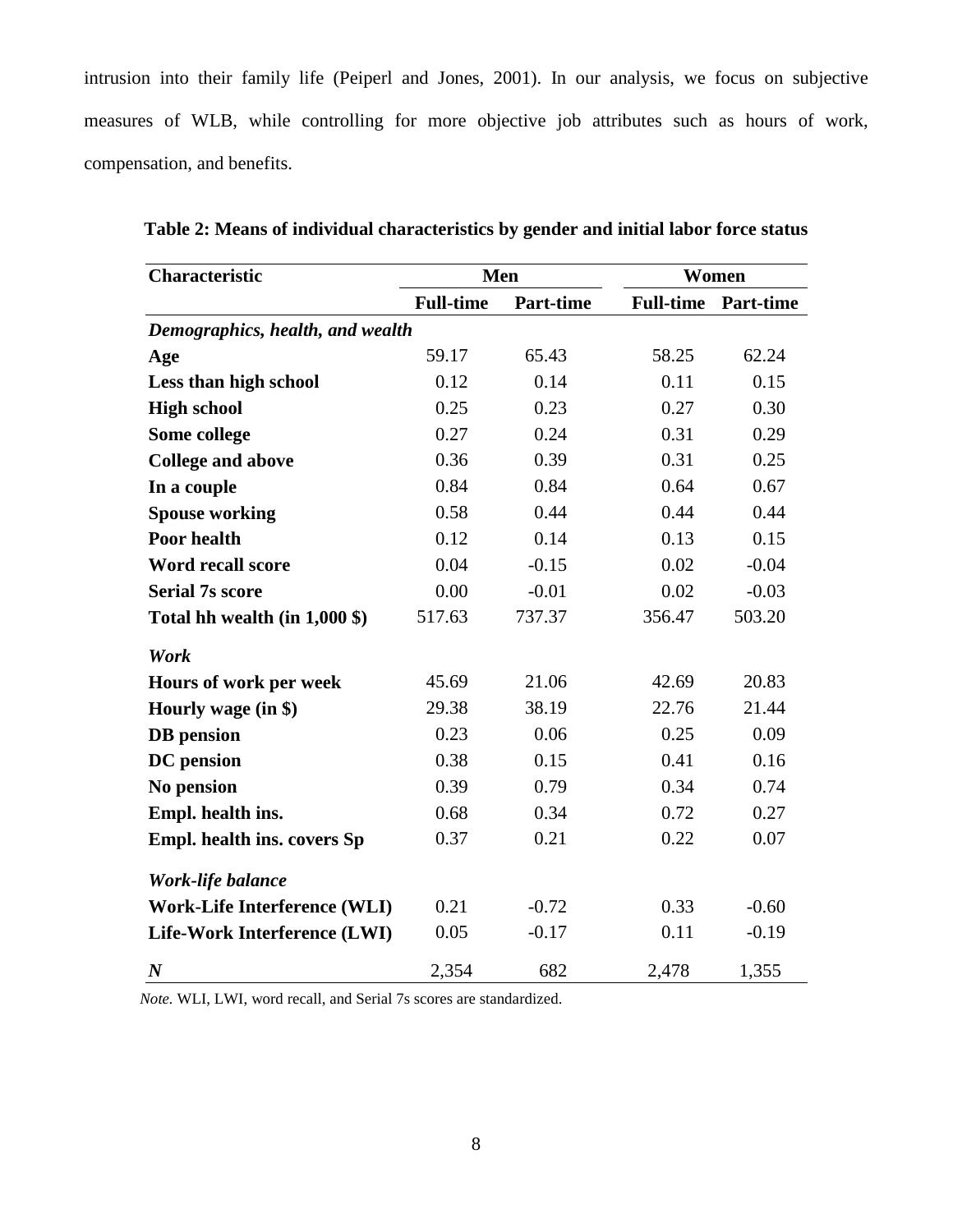intrusion into their family life (Peiperl and Jones, 2001). In our analysis, we focus on subjective measures of WLB, while controlling for more objective job attributes such as hours of work, compensation, and benefits.

**Table 2: Means of individual characteristics by gender and initial labor force status**

| Characteristic | Men | | Women | |
|---|---|---|---|---|
| | **Full-time** | **Part-time** | **Full-time** | **Part-time** |
| ***Demographics, health, and wealth*** | | | | |
| **Age** | 59.17 | 65.43 | 58.25 | 62.24 |
| **Less than high school** | 0.12 | 0.14 | 0.11 | 0.15 |
| **High school** | 0.25 | 0.23 | 0.27 | 0.30 |
| **Some college** | 0.27 | 0.24 | 0.31 | 0.29 |
| **College and above** | 0.36 | 0.39 | 0.31 | 0.25 |
| **In a couple** | 0.84 | 0.84 | 0.64 | 0.67 |
| **Spouse working** | 0.58 | 0.44 | 0.44 | 0.44 |
| **Poor health** | 0.12 | 0.14 | 0.13 | 0.15 |
| **Word recall score** | 0.04 | -0.15 | 0.02 | -0.04 |
| **Serial 7s score** | 0.00 | -0.01 | 0.02 | -0.03 |
| **Total hh wealth (in 1,000 $)** | 517.63 | 737.37 | 356.47 | 503.20 |
| ***Work*** | | | | |
| **Hours of work per week** | 45.69 | 21.06 | 42.69 | 20.83 |
| **Hourly wage (in $)** | 29.38 | 38.19 | 22.76 | 21.44 |
| **DB pension** | 0.23 | 0.06 | 0.25 | 0.09 |
| **DC pension** | 0.38 | 0.15 | 0.41 | 0.16 |
| **No pension** | 0.39 | 0.79 | 0.34 | 0.74 |
| **Empl. health ins.** | 0.68 | 0.34 | 0.72 | 0.27 |
| **Empl. health ins. covers Sp** | 0.37 | 0.21 | 0.22 | 0.07 |
| ***Work-life balance*** | | | | |
| **Work-Life Interference (WLI)** | 0.21 | -0.72 | 0.33 | -0.60 |
| **Life-Work Interference (LWI)** | 0.05 | -0.17 | 0.11 | -0.19 |
| ***N*** | 2,354 | 682 | 2,478 | 1,355 |

*Note.* WLI, LWI, word recall, and Serial 7s scores are standardized.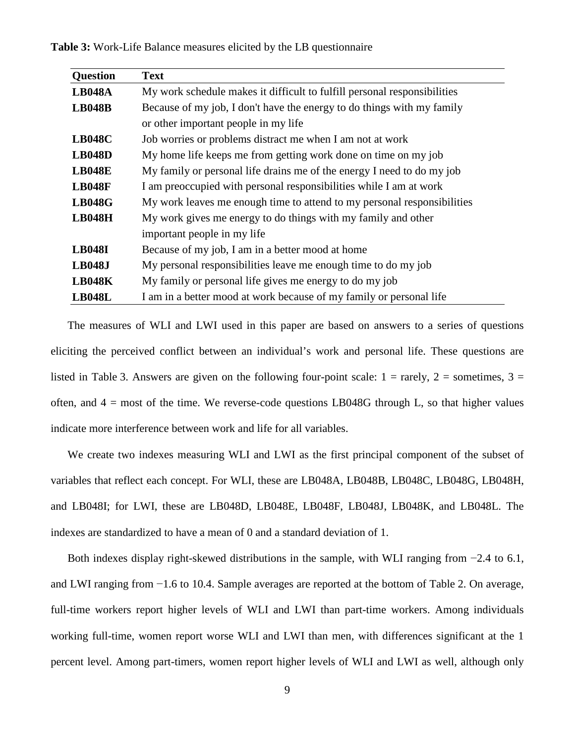**Table 3:** Work-Life Balance measures elicited by the LB questionnaire

| Question | Text |
|---|---|
| **LB048A** | My work schedule makes it difficult to fulfill personal responsibilities |
| **LB048B** | Because of my job, I don't have the energy to do things with my family or other important people in my life |
| **LB048C** | Job worries or problems distract me when I am not at work |
| **LB048D** | My home life keeps me from getting work done on time on my job |
| **LB048E** | My family or personal life drains me of the energy I need to do my job |
| **LB048F** | I am preoccupied with personal responsibilities while I am at work |
| **LB048G** | My work leaves me enough time to attend to my personal responsibilities |
| **LB048H** | My work gives me energy to do things with my family and other important people in my life |
| **LB048I** | Because of my job, I am in a better mood at home |
| **LB048J** | My personal responsibilities leave me enough time to do my job |
| **LB048K** | My family or personal life gives me energy to do my job |
| **LB048L** | I am in a better mood at work because of my family or personal life |

The measures of WLI and LWI used in this paper are based on answers to a series of questions eliciting the perceived conflict between an individual's work and personal life. These questions are listed in Table 3. Answers are given on the following four-point scale: 1 = rarely, 2 = sometimes, 3 = often, and 4 = most of the time. We reverse-code questions LB048G through L, so that higher values indicate more interference between work and life for all variables.

We create two indexes measuring WLI and LWI as the first principal component of the subset of variables that reflect each concept. For WLI, these are LB048A, LB048B, LB048C, LB048G, LB048H, and LB048I; for LWI, these are LB048D, LB048E, LB048F, LB048J, LB048K, and LB048L. The indexes are standardized to have a mean of 0 and a standard deviation of 1.

Both indexes display right-skewed distributions in the sample, with WLI ranging from −2.4 to 6.1, and LWI ranging from −1.6 to 10.4. Sample averages are reported at the bottom of Table 2. On average, full-time workers report higher levels of WLI and LWI than part-time workers. Among individuals working full-time, women report worse WLI and LWI than men, with differences significant at the 1 percent level. Among part-timers, women report higher levels of WLI and LWI as well, although only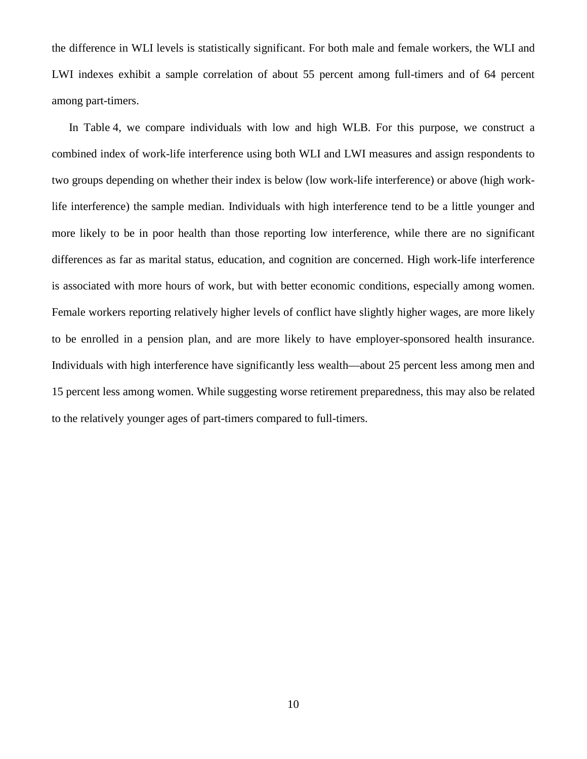the difference in WLI levels is statistically significant. For both male and female workers, the WLI and LWI indexes exhibit a sample correlation of about 55 percent among full-timers and of 64 percent among part-timers.

In Table 4, we compare individuals with low and high WLB. For this purpose, we construct a combined index of work-life interference using both WLI and LWI measures and assign respondents to two groups depending on whether their index is below (low work-life interference) or above (high work-life interference) the sample median. Individuals with high interference tend to be a little younger and more likely to be in poor health than those reporting low interference, while there are no significant differences as far as marital status, education, and cognition are concerned. High work-life interference is associated with more hours of work, but with better economic conditions, especially among women. Female workers reporting relatively higher levels of conflict have slightly higher wages, are more likely to be enrolled in a pension plan, and are more likely to have employer-sponsored health insurance. Individuals with high interference have significantly less wealth—about 25 percent less among men and 15 percent less among women. While suggesting worse retirement preparedness, this may also be related to the relatively younger ages of part-timers compared to full-timers.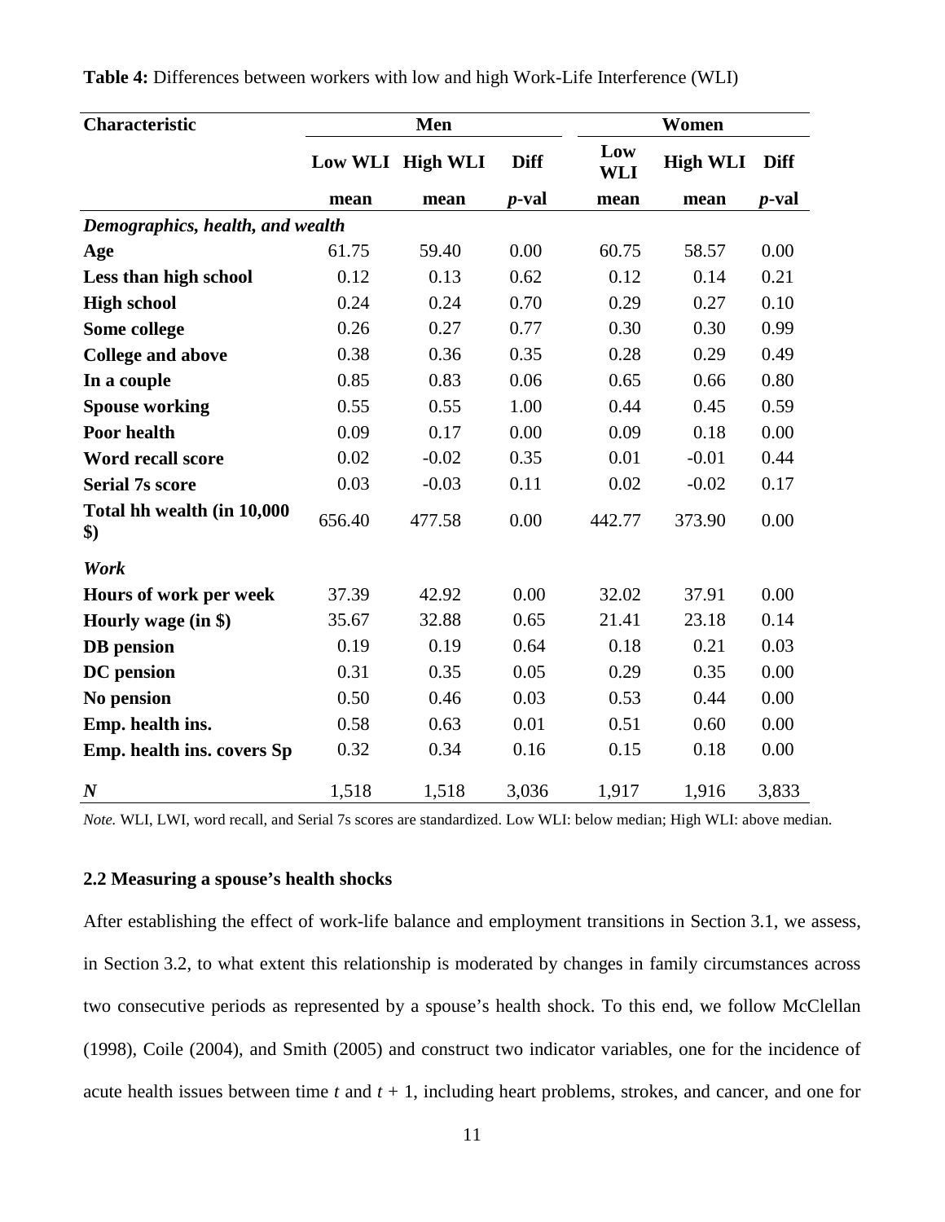**Table 4:** Differences between workers with low and high Work-Life Interference (WLI)

| Characteristic | Men | | | Women | | |
|---|---|---|---|---|---|---|
| | Low WLI | High WLI | Diff | Low WLI | High WLI | Diff |
| | mean | mean | *p*-val | mean | mean | *p*-val |
| ***Demographics, health, and wealth*** | | | | | | |
| **Age** | 61.75 | 59.40 | 0.00 | 60.75 | 58.57 | 0.00 |
| **Less than high school** | 0.12 | 0.13 | 0.62 | 0.12 | 0.14 | 0.21 |
| **High school** | 0.24 | 0.24 | 0.70 | 0.29 | 0.27 | 0.10 |
| **Some college** | 0.26 | 0.27 | 0.77 | 0.30 | 0.30 | 0.99 |
| **College and above** | 0.38 | 0.36 | 0.35 | 0.28 | 0.29 | 0.49 |
| **In a couple** | 0.85 | 0.83 | 0.06 | 0.65 | 0.66 | 0.80 |
| **Spouse working** | 0.55 | 0.55 | 1.00 | 0.44 | 0.45 | 0.59 |
| **Poor health** | 0.09 | 0.17 | 0.00 | 0.09 | 0.18 | 0.00 |
| **Word recall score** | 0.02 | -0.02 | 0.35 | 0.01 | -0.01 | 0.44 |
| **Serial 7s score** | 0.03 | -0.03 | 0.11 | 0.02 | -0.02 | 0.17 |
| **Total hh wealth (in 10,000 $)** | 656.40 | 477.58 | 0.00 | 442.77 | 373.90 | 0.00 |
| ***Work*** | | | | | | |
| **Hours of work per week** | 37.39 | 42.92 | 0.00 | 32.02 | 37.91 | 0.00 |
| **Hourly wage (in $)** | 35.67 | 32.88 | 0.65 | 21.41 | 23.18 | 0.14 |
| **DB pension** | 0.19 | 0.19 | 0.64 | 0.18 | 0.21 | 0.03 |
| **DC pension** | 0.31 | 0.35 | 0.05 | 0.29 | 0.35 | 0.00 |
| **No pension** | 0.50 | 0.46 | 0.03 | 0.53 | 0.44 | 0.00 |
| **Emp. health ins.** | 0.58 | 0.63 | 0.01 | 0.51 | 0.60 | 0.00 |
| **Emp. health ins. covers Sp** | 0.32 | 0.34 | 0.16 | 0.15 | 0.18 | 0.00 |
| ***N*** | 1,518 | 1,518 | 3,036 | 1,917 | 1,916 | 3,833 |

*Note.* WLI, LWI, word recall, and Serial 7s scores are standardized. Low WLI: below median; High WLI: above median.

### 2.2 Measuring a spouse's health shocks

After establishing the effect of work-life balance and employment transitions in Section 3.1, we assess, in Section 3.2, to what extent this relationship is moderated by changes in family circumstances across two consecutive periods as represented by a spouse's health shock. To this end, we follow McClellan (1998), Coile (2004), and Smith (2005) and construct two indicator variables, one for the incidence of acute health issues between time $t$ and $t + 1$, including heart problems, strokes, and cancer, and one for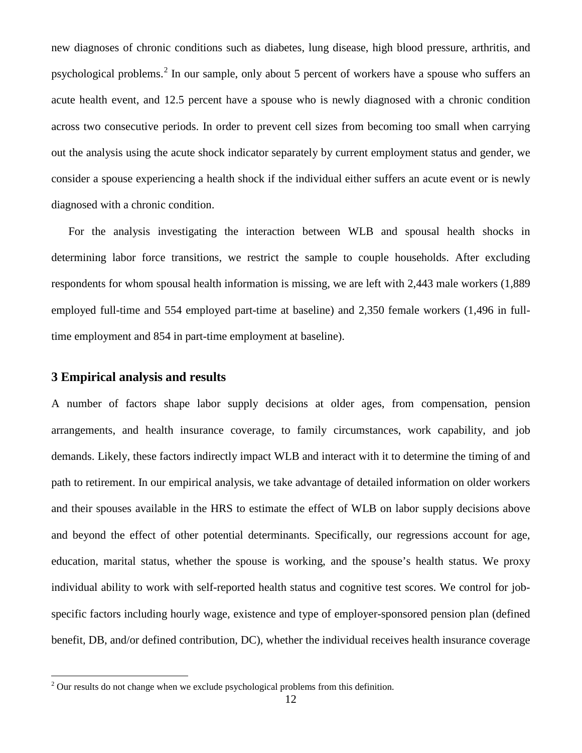new diagnoses of chronic conditions such as diabetes, lung disease, high blood pressure, arthritis, and psychological problems.[2] In our sample, only about 5 percent of workers have a spouse who suffers an acute health event, and 12.5 percent have a spouse who is newly diagnosed with a chronic condition across two consecutive periods. In order to prevent cell sizes from becoming too small when carrying out the analysis using the acute shock indicator separately by current employment status and gender, we consider a spouse experiencing a health shock if the individual either suffers an acute event or is newly diagnosed with a chronic condition.

For the analysis investigating the interaction between WLB and spousal health shocks in determining labor force transitions, we restrict the sample to couple households. After excluding respondents for whom spousal health information is missing, we are left with 2,443 male workers (1,889 employed full-time and 554 employed part-time at baseline) and 2,350 female workers (1,496 in full-time employment and 854 in part-time employment at baseline).

## 3 Empirical analysis and results

A number of factors shape labor supply decisions at older ages, from compensation, pension arrangements, and health insurance coverage, to family circumstances, work capability, and job demands. Likely, these factors indirectly impact WLB and interact with it to determine the timing of and path to retirement. In our empirical analysis, we take advantage of detailed information on older workers and their spouses available in the HRS to estimate the effect of WLB on labor supply decisions above and beyond the effect of other potential determinants. Specifically, our regressions account for age, education, marital status, whether the spouse is working, and the spouse's health status. We proxy individual ability to work with self-reported health status and cognitive test scores. We control for job-specific factors including hourly wage, existence and type of employer-sponsored pension plan (defined benefit, DB, and/or defined contribution, DC), whether the individual receives health insurance coverage

[2] Our results do not change when we exclude psychological problems from this definition.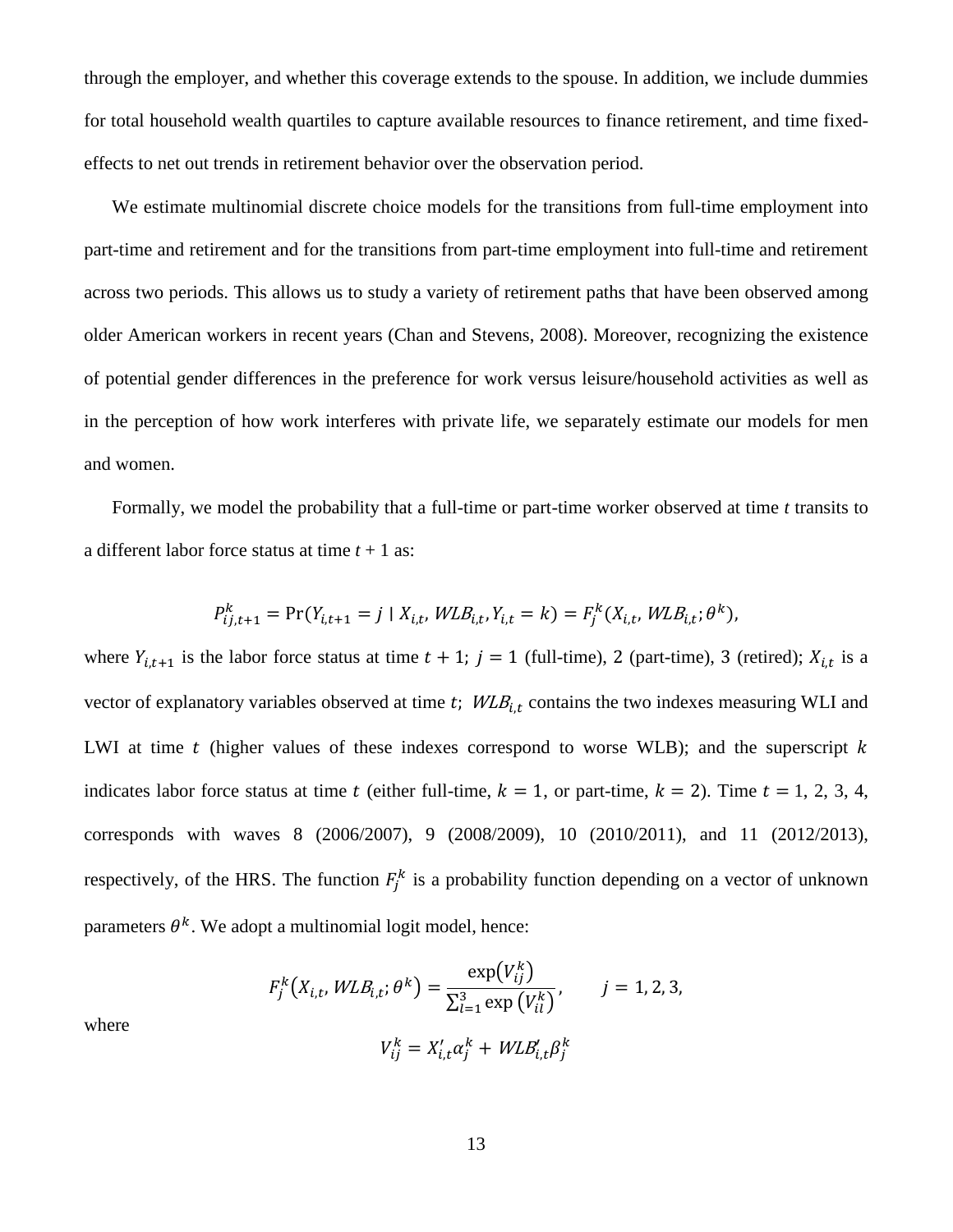through the employer, and whether this coverage extends to the spouse. In addition, we include dummies for total household wealth quartiles to capture available resources to finance retirement, and time fixed-effects to net out trends in retirement behavior over the observation period.

We estimate multinomial discrete choice models for the transitions from full-time employment into part-time and retirement and for the transitions from part-time employment into full-time and retirement across two periods. This allows us to study a variety of retirement paths that have been observed among older American workers in recent years (Chan and Stevens, 2008). Moreover, recognizing the existence of potential gender differences in the preference for work versus leisure/household activities as well as in the perception of how work interferes with private life, we separately estimate our models for men and women.

Formally, we model the probability that a full-time or part-time worker observed at time *t* transits to a different labor force status at time *t* + 1 as:

$$P_{ij,t+1}^{k} = \Pr(Y_{i,t+1} = j \mid X_{i,t}, WLB_{i,t}, Y_{i,t} = k) = F_j^k(X_{i,t}, WLB_{i,t}; \theta^k),$$

where $Y_{i,t+1}$ is the labor force status at time $t+1$; $j = 1$ (full-time), 2 (part-time), 3 (retired); $X_{i,t}$ is a vector of explanatory variables observed at time $t$; $WLB_{i,t}$ contains the two indexes measuring WLI and LWI at time $t$ (higher values of these indexes correspond to worse WLB); and the superscript $k$ indicates labor force status at time $t$ (either full-time, $k = 1$, or part-time, $k = 2$). Time $t = 1$, 2, 3, 4, corresponds with waves 8 (2006/2007), 9 (2008/2009), 10 (2010/2011), and 11 (2012/2013), respectively, of the HRS. The function $F_j^k$ is a probability function depending on a vector of unknown parameters $\theta^k$. We adopt a multinomial logit model, hence:

$$F_j^k(X_{i,t}, WLB_{i,t}; \theta^k) = \frac{\exp(V_{ij}^k)}{\sum_{l=1}^{3} \exp(V_{il}^k)}, \qquad j = 1, 2, 3,$$

where

$$V_{ij}^k = X_{i,t}'\alpha_j^k + WLB_{i,t}'\beta_j^k$$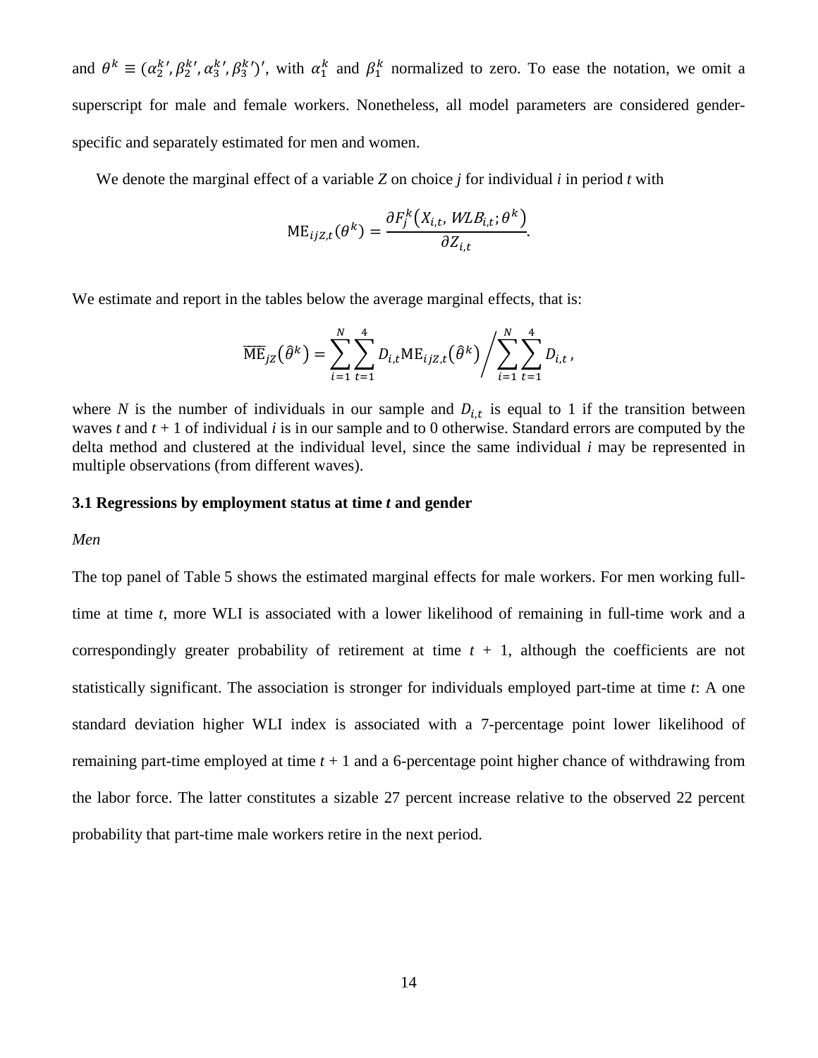and $\theta^k \equiv (\alpha_2^{k\prime}, \beta_2^{k\prime}, \alpha_3^{k\prime}, \beta_3^{k\prime})'$, with $\alpha_1^k$ and $\beta_1^k$ normalized to zero. To ease the notation, we omit a superscript for male and female workers. Nonetheless, all model parameters are considered gender-specific and separately estimated for men and women.

We denote the marginal effect of a variable *Z* on choice *j* for individual *i* in period *t* with

$$\mathrm{ME}_{ijZ,t}(\theta^k) = \frac{\partial F_j^k\left(X_{i,t}, WLB_{i,t}; \theta^k\right)}{\partial Z_{i,t}}.$$

We estimate and report in the tables below the average marginal effects, that is:

$$\overline{\mathrm{ME}}_{jZ}\left(\hat{\theta}^k\right) = \sum_{i=1}^{N}\sum_{t=1}^{4} D_{i,t}\mathrm{ME}_{ijZ,t}\left(\hat{\theta}^k\right) \Bigg/ \sum_{i=1}^{N}\sum_{t=1}^{4} D_{i,t}\,,$$

where *N* is the number of individuals in our sample and $D_{i,t}$ is equal to 1 if the transition between waves *t* and *t* + 1 of individual *i* is in our sample and to 0 otherwise. Standard errors are computed by the delta method and clustered at the individual level, since the same individual *i* may be represented in multiple observations (from different waves).

### 3.1 Regressions by employment status at time *t* and gender

*Men*

The top panel of Table 5 shows the estimated marginal effects for male workers. For men working full-time at time *t*, more WLI is associated with a lower likelihood of remaining in full-time work and a correspondingly greater probability of retirement at time *t* + 1, although the coefficients are not statistically significant. The association is stronger for individuals employed part-time at time *t*: A one standard deviation higher WLI index is associated with a 7-percentage point lower likelihood of remaining part-time employed at time *t* + 1 and a 6-percentage point higher chance of withdrawing from the labor force. The latter constitutes a sizable 27 percent increase relative to the observed 22 percent probability that part-time male workers retire in the next period.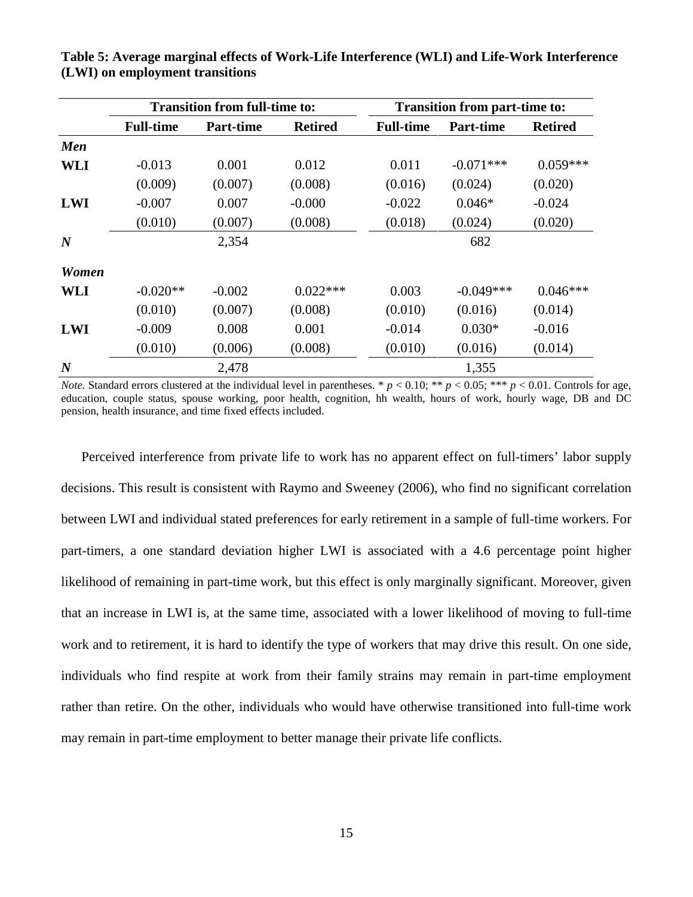**Table 5: Average marginal effects of Work-Life Interference (WLI) and Life-Work Interference (LWI) on employment transitions**

| | Transition from full-time to: | | | Transition from part-time to: | | |
|---|---|---|---|---|---|---|
| | **Full-time** | **Part-time** | **Retired** | **Full-time** | **Part-time** | **Retired** |
| ***Men*** | | | | | | |
| **WLI** | -0.013 | 0.001 | 0.012 | 0.011 | -0.071*** | 0.059*** |
| | (0.009) | (0.007) | (0.008) | (0.016) | (0.024) | (0.020) |
| **LWI** | -0.007 | 0.007 | -0.000 | -0.022 | 0.046* | -0.024 |
| | (0.010) | (0.007) | (0.008) | (0.018) | (0.024) | (0.020) |
| ***N*** | | 2,354 | | | 682 | |
| ***Women*** | | | | | | |
| **WLI** | -0.020** | -0.002 | 0.022*** | 0.003 | -0.049*** | 0.046*** |
| | (0.010) | (0.007) | (0.008) | (0.010) | (0.016) | (0.014) |
| **LWI** | -0.009 | 0.008 | 0.001 | -0.014 | 0.030* | -0.016 |
| | (0.010) | (0.006) | (0.008) | (0.010) | (0.016) | (0.014) |
| ***N*** | | 2,478 | | | 1,355 | |

*Note.* Standard errors clustered at the individual level in parentheses. * $p < 0.10$; ** $p < 0.05$; *** $p < 0.01$. Controls for age, education, couple status, spouse working, poor health, cognition, hh wealth, hours of work, hourly wage, DB and DC pension, health insurance, and time fixed effects included.

Perceived interference from private life to work has no apparent effect on full-timers' labor supply decisions. This result is consistent with Raymo and Sweeney (2006), who find no significant correlation between LWI and individual stated preferences for early retirement in a sample of full-time workers. For part-timers, a one standard deviation higher LWI is associated with a 4.6 percentage point higher likelihood of remaining in part-time work, but this effect is only marginally significant. Moreover, given that an increase in LWI is, at the same time, associated with a lower likelihood of moving to full-time work and to retirement, it is hard to identify the type of workers that may drive this result. On one side, individuals who find respite at work from their family strains may remain in part-time employment rather than retire. On the other, individuals who would have otherwise transitioned into full-time work may remain in part-time employment to better manage their private life conflicts.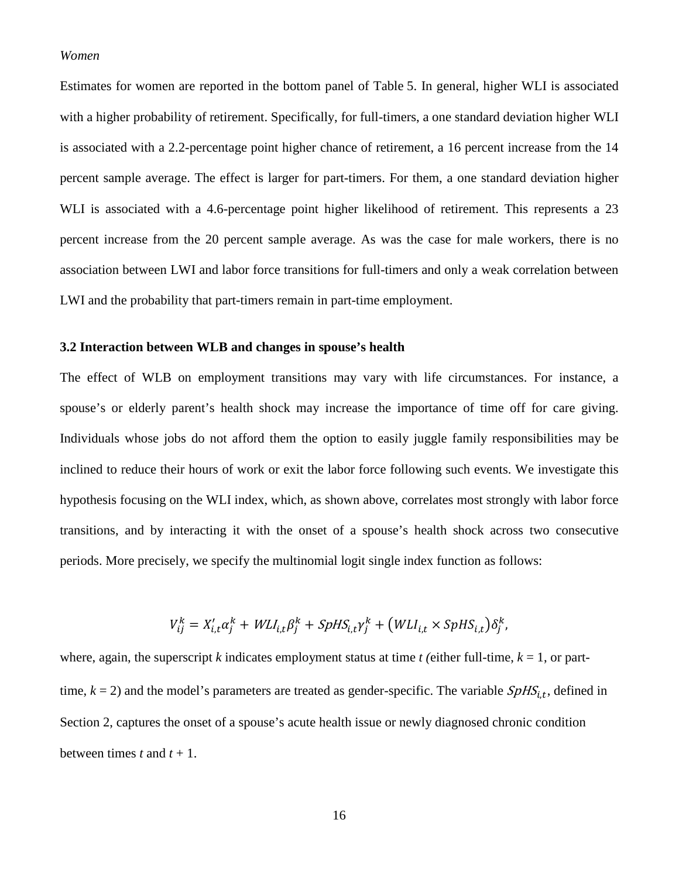*Women*

Estimates for women are reported in the bottom panel of Table 5. In general, higher WLI is associated with a higher probability of retirement. Specifically, for full-timers, a one standard deviation higher WLI is associated with a 2.2-percentage point higher chance of retirement, a 16 percent increase from the 14 percent sample average. The effect is larger for part-timers. For them, a one standard deviation higher WLI is associated with a 4.6-percentage point higher likelihood of retirement. This represents a 23 percent increase from the 20 percent sample average. As was the case for male workers, there is no association between LWI and labor force transitions for full-timers and only a weak correlation between LWI and the probability that part-timers remain in part-time employment.

### 3.2 Interaction between WLB and changes in spouse's health

The effect of WLB on employment transitions may vary with life circumstances. For instance, a spouse's or elderly parent's health shock may increase the importance of time off for care giving. Individuals whose jobs do not afford them the option to easily juggle family responsibilities may be inclined to reduce their hours of work or exit the labor force following such events. We investigate this hypothesis focusing on the WLI index, which, as shown above, correlates most strongly with labor force transitions, and by interacting it with the onset of a spouse's health shock across two consecutive periods. More precisely, we specify the multinomial logit single index function as follows:

$$V_{ij}^{k} = X_{i,t}'\alpha_j^k + WLI_{i,t}\beta_j^k + SpHS_{i,t}\gamma_j^k + \left(WLI_{i,t} \times SpHS_{i,t}\right)\delta_j^k,$$

where, again, the superscript $k$ indicates employment status at time $t$ (either full-time, $k = 1$, or part-time, $k = 2$) and the model's parameters are treated as gender-specific. The variable $SpHS_{i,t}$, defined in Section 2, captures the onset of a spouse's acute health issue or newly diagnosed chronic condition between times $t$ and $t + 1$.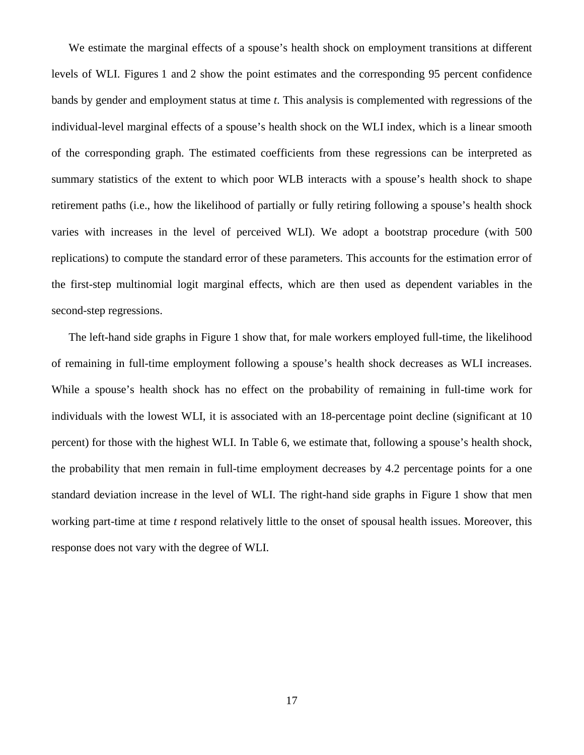We estimate the marginal effects of a spouse's health shock on employment transitions at different levels of WLI. Figures 1 and 2 show the point estimates and the corresponding 95 percent confidence bands by gender and employment status at time *t*. This analysis is complemented with regressions of the individual-level marginal effects of a spouse's health shock on the WLI index, which is a linear smooth of the corresponding graph. The estimated coefficients from these regressions can be interpreted as summary statistics of the extent to which poor WLB interacts with a spouse's health shock to shape retirement paths (i.e., how the likelihood of partially or fully retiring following a spouse's health shock varies with increases in the level of perceived WLI). We adopt a bootstrap procedure (with 500 replications) to compute the standard error of these parameters. This accounts for the estimation error of the first-step multinomial logit marginal effects, which are then used as dependent variables in the second-step regressions.

The left-hand side graphs in Figure 1 show that, for male workers employed full-time, the likelihood of remaining in full-time employment following a spouse's health shock decreases as WLI increases. While a spouse's health shock has no effect on the probability of remaining in full-time work for individuals with the lowest WLI, it is associated with an 18-percentage point decline (significant at 10 percent) for those with the highest WLI. In Table 6, we estimate that, following a spouse's health shock, the probability that men remain in full-time employment decreases by 4.2 percentage points for a one standard deviation increase in the level of WLI. The right-hand side graphs in Figure 1 show that men working part-time at time *t* respond relatively little to the onset of spousal health issues. Moreover, this response does not vary with the degree of WLI.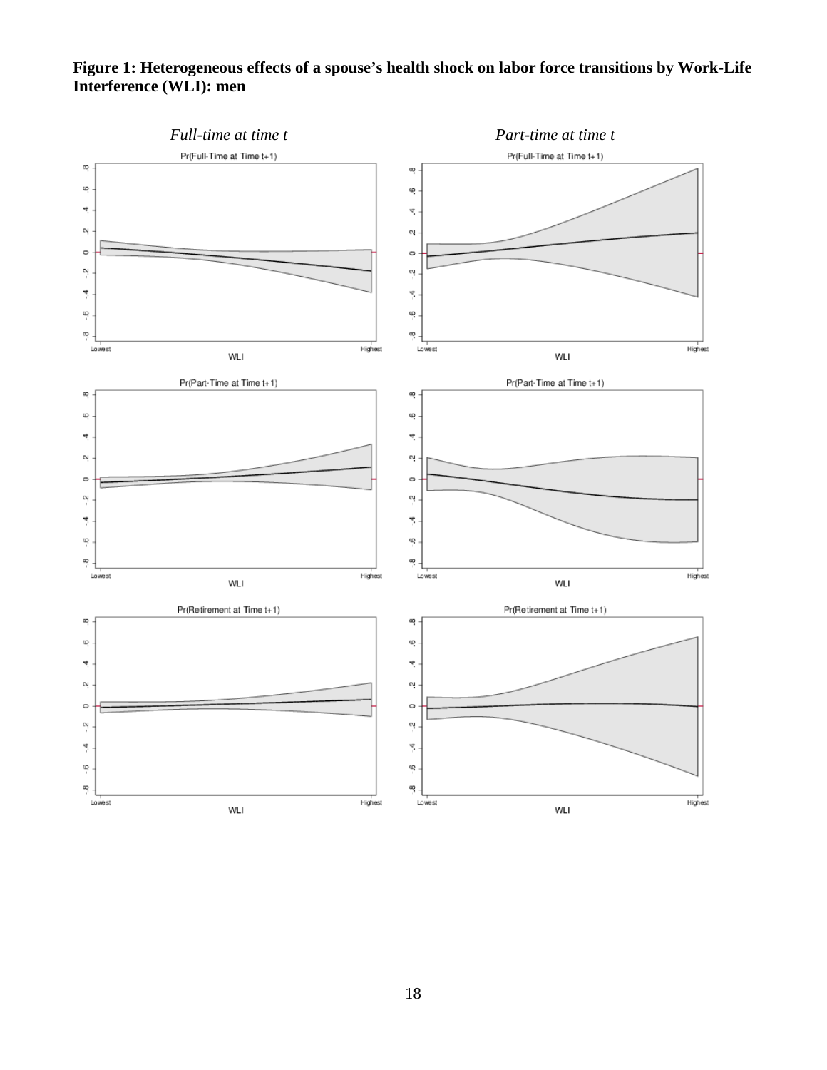**Figure 1: Heterogeneous effects of a spouse's health shock on labor force transitions by Work-Life Interference (WLI): men**

*Full-time at time t*

*Part-time at time t*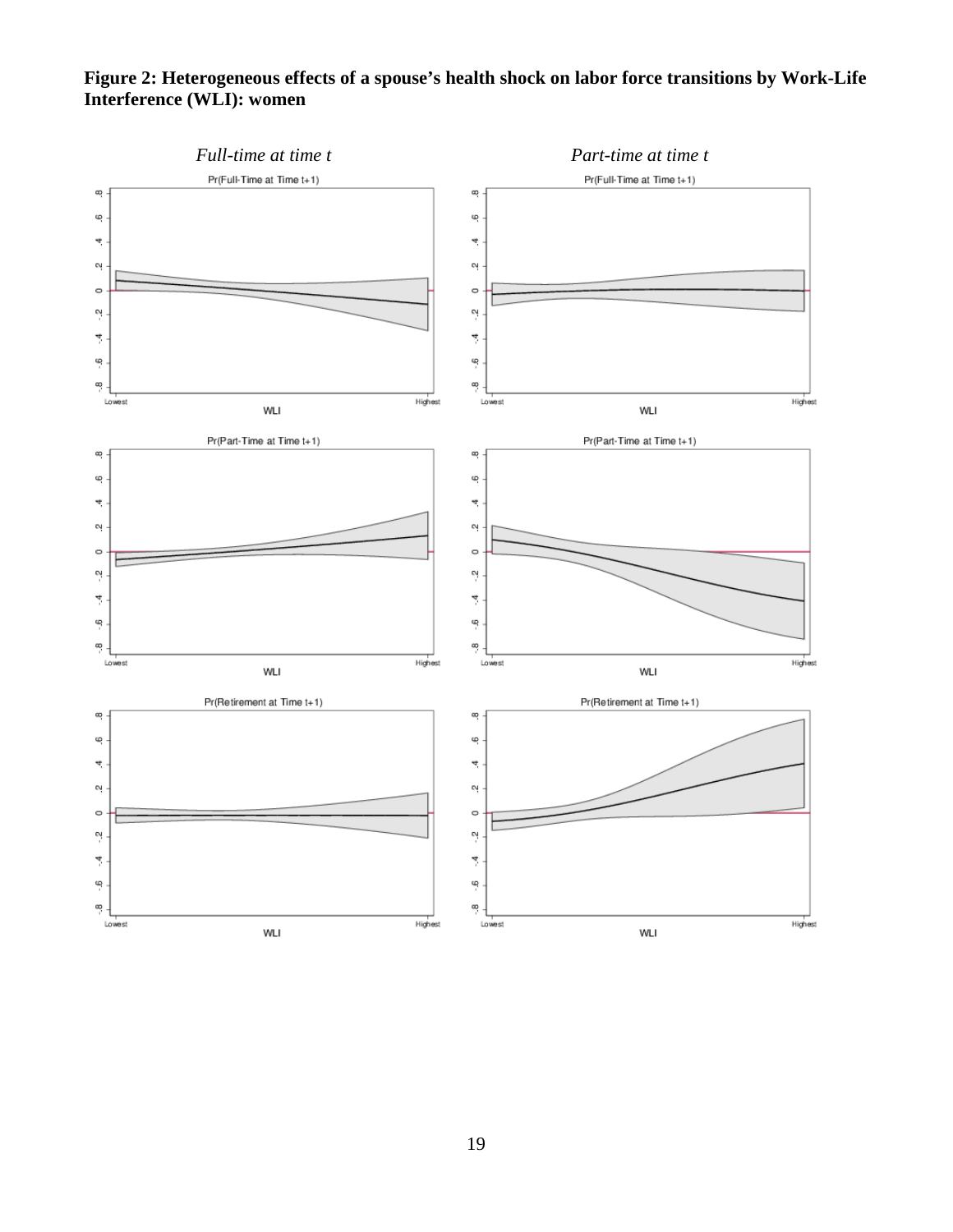**Figure 2: Heterogeneous effects of a spouse's health shock on labor force transitions by Work-Life Interference (WLI): women**

*Full-time at time t*

*Part-time at time t*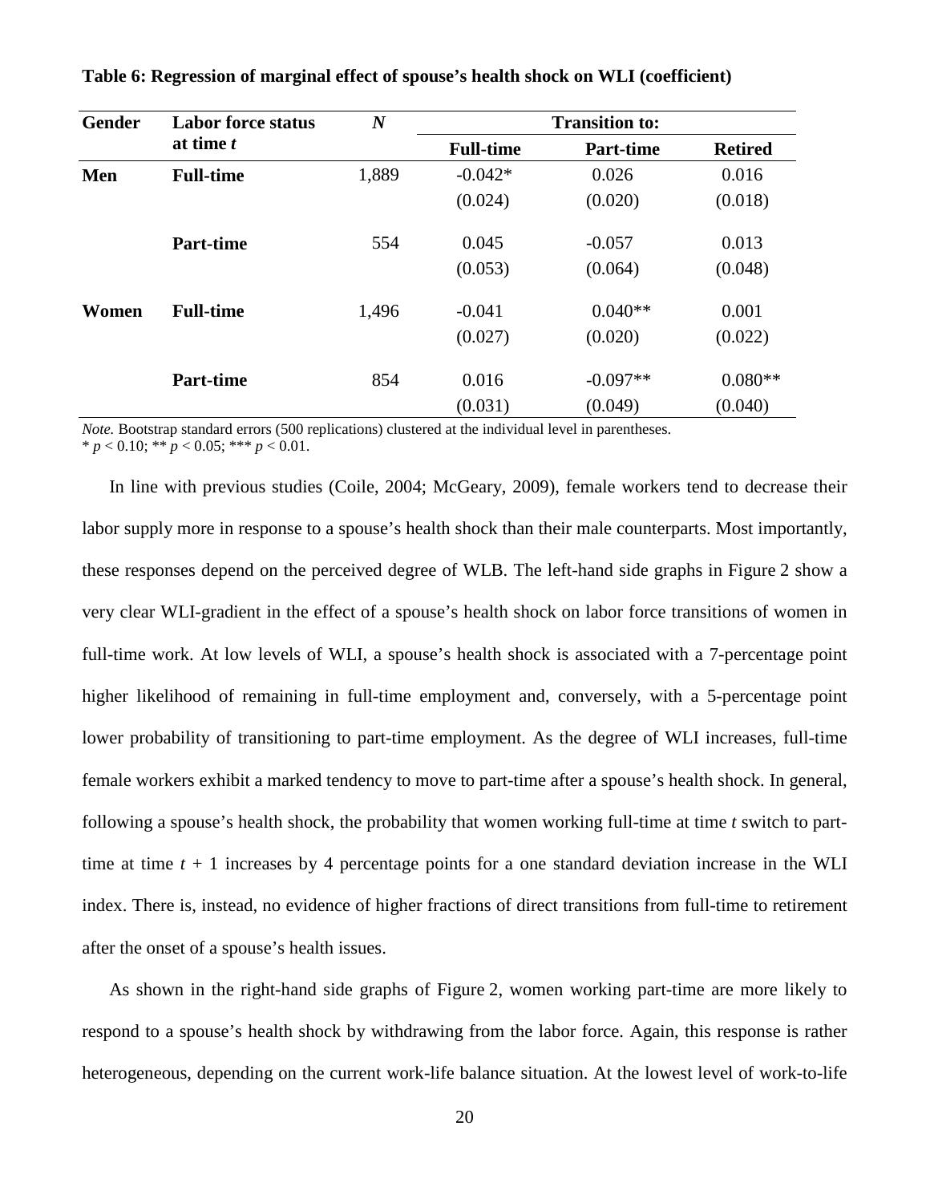**Table 6: Regression of marginal effect of spouse's health shock on WLI (coefficient)**

| Gender | Labor force status at time *t* | *N* | Transition to: | | |
|---|---|---|---|---|---|
| | | | **Full-time** | **Part-time** | **Retired** |
| **Men** | **Full-time** | 1,889 | -0.042* | 0.026 | 0.016 |
| | | | (0.024) | (0.020) | (0.018) |
| | **Part-time** | 554 | 0.045 | -0.057 | 0.013 |
| | | | (0.053) | (0.064) | (0.048) |
| **Women** | **Full-time** | 1,496 | -0.041 | 0.040** | 0.001 |
| | | | (0.027) | (0.020) | (0.022) |
| | **Part-time** | 854 | 0.016 | -0.097** | 0.080** |
| | | | (0.031) | (0.049) | (0.040) |

*Note.* Bootstrap standard errors (500 replications) clustered at the individual level in parentheses.
* $p < 0.10$; ** $p < 0.05$; *** $p < 0.01$.

In line with previous studies (Coile, 2004; McGeary, 2009), female workers tend to decrease their labor supply more in response to a spouse's health shock than their male counterparts. Most importantly, these responses depend on the perceived degree of WLB. The left-hand side graphs in Figure 2 show a very clear WLI-gradient in the effect of a spouse's health shock on labor force transitions of women in full-time work. At low levels of WLI, a spouse's health shock is associated with a 7-percentage point higher likelihood of remaining in full-time employment and, conversely, with a 5-percentage point lower probability of transitioning to part-time employment. As the degree of WLI increases, full-time female workers exhibit a marked tendency to move to part-time after a spouse's health shock. In general, following a spouse's health shock, the probability that women working full-time at time *t* switch to part-time at time $t + 1$ increases by 4 percentage points for a one standard deviation increase in the WLI index. There is, instead, no evidence of higher fractions of direct transitions from full-time to retirement after the onset of a spouse's health issues.

As shown in the right-hand side graphs of Figure 2, women working part-time are more likely to respond to a spouse's health shock by withdrawing from the labor force. Again, this response is rather heterogeneous, depending on the current work-life balance situation. At the lowest level of work-to-life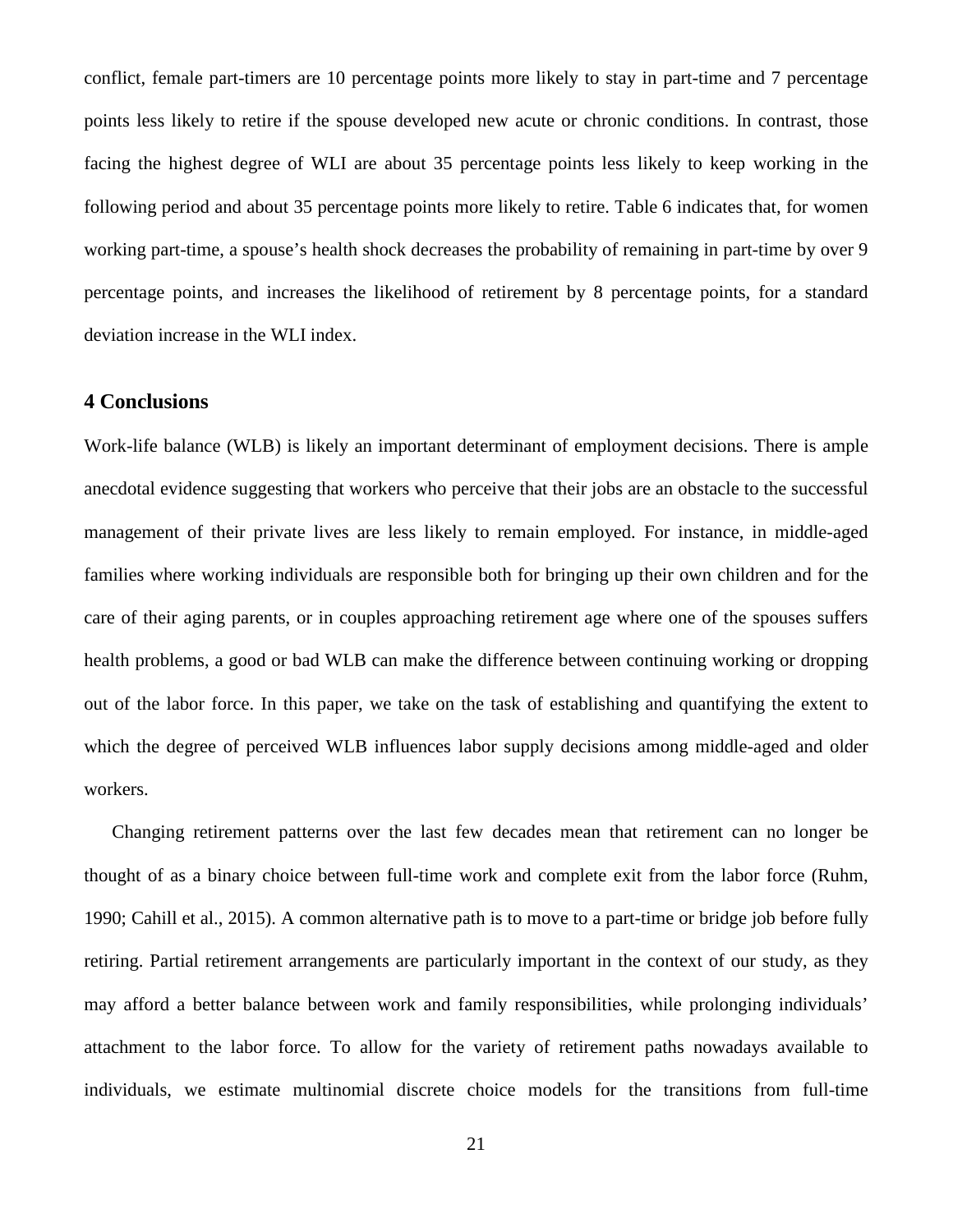conflict, female part-timers are 10 percentage points more likely to stay in part-time and 7 percentage points less likely to retire if the spouse developed new acute or chronic conditions. In contrast, those facing the highest degree of WLI are about 35 percentage points less likely to keep working in the following period and about 35 percentage points more likely to retire. Table 6 indicates that, for women working part-time, a spouse's health shock decreases the probability of remaining in part-time by over 9 percentage points, and increases the likelihood of retirement by 8 percentage points, for a standard deviation increase in the WLI index.

## 4 Conclusions

Work-life balance (WLB) is likely an important determinant of employment decisions. There is ample anecdotal evidence suggesting that workers who perceive that their jobs are an obstacle to the successful management of their private lives are less likely to remain employed. For instance, in middle-aged families where working individuals are responsible both for bringing up their own children and for the care of their aging parents, or in couples approaching retirement age where one of the spouses suffers health problems, a good or bad WLB can make the difference between continuing working or dropping out of the labor force. In this paper, we take on the task of establishing and quantifying the extent to which the degree of perceived WLB influences labor supply decisions among middle-aged and older workers.

Changing retirement patterns over the last few decades mean that retirement can no longer be thought of as a binary choice between full-time work and complete exit from the labor force (Ruhm, 1990; Cahill et al., 2015). A common alternative path is to move to a part-time or bridge job before fully retiring. Partial retirement arrangements are particularly important in the context of our study, as they may afford a better balance between work and family responsibilities, while prolonging individuals' attachment to the labor force. To allow for the variety of retirement paths nowadays available to individuals, we estimate multinomial discrete choice models for the transitions from full-time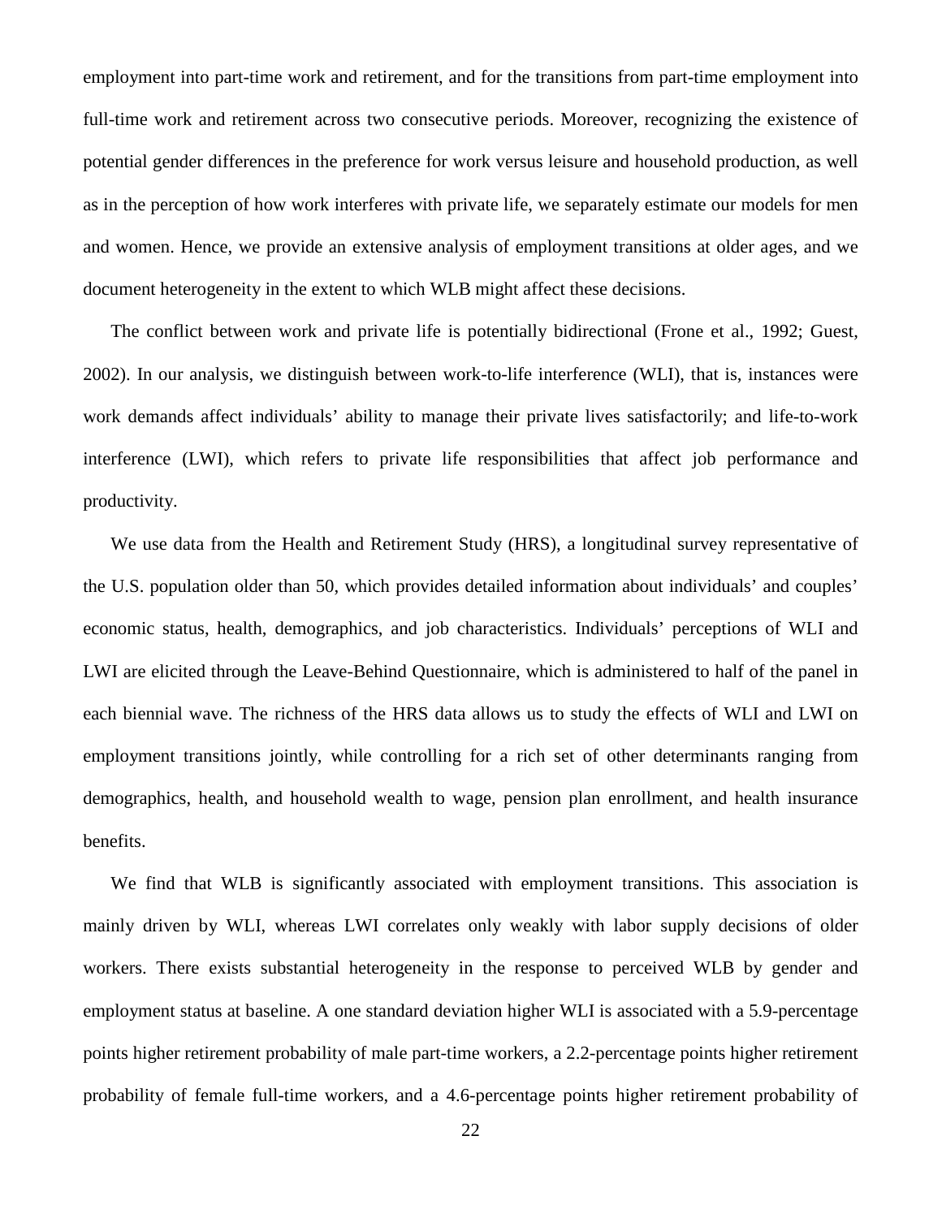employment into part-time work and retirement, and for the transitions from part-time employment into full-time work and retirement across two consecutive periods. Moreover, recognizing the existence of potential gender differences in the preference for work versus leisure and household production, as well as in the perception of how work interferes with private life, we separately estimate our models for men and women. Hence, we provide an extensive analysis of employment transitions at older ages, and we document heterogeneity in the extent to which WLB might affect these decisions.

The conflict between work and private life is potentially bidirectional (Frone et al., 1992; Guest, 2002). In our analysis, we distinguish between work-to-life interference (WLI), that is, instances were work demands affect individuals' ability to manage their private lives satisfactorily; and life-to-work interference (LWI), which refers to private life responsibilities that affect job performance and productivity.

We use data from the Health and Retirement Study (HRS), a longitudinal survey representative of the U.S. population older than 50, which provides detailed information about individuals' and couples' economic status, health, demographics, and job characteristics. Individuals' perceptions of WLI and LWI are elicited through the Leave-Behind Questionnaire, which is administered to half of the panel in each biennial wave. The richness of the HRS data allows us to study the effects of WLI and LWI on employment transitions jointly, while controlling for a rich set of other determinants ranging from demographics, health, and household wealth to wage, pension plan enrollment, and health insurance benefits.

We find that WLB is significantly associated with employment transitions. This association is mainly driven by WLI, whereas LWI correlates only weakly with labor supply decisions of older workers. There exists substantial heterogeneity in the response to perceived WLB by gender and employment status at baseline. A one standard deviation higher WLI is associated with a 5.9-percentage points higher retirement probability of male part-time workers, a 2.2-percentage points higher retirement probability of female full-time workers, and a 4.6-percentage points higher retirement probability of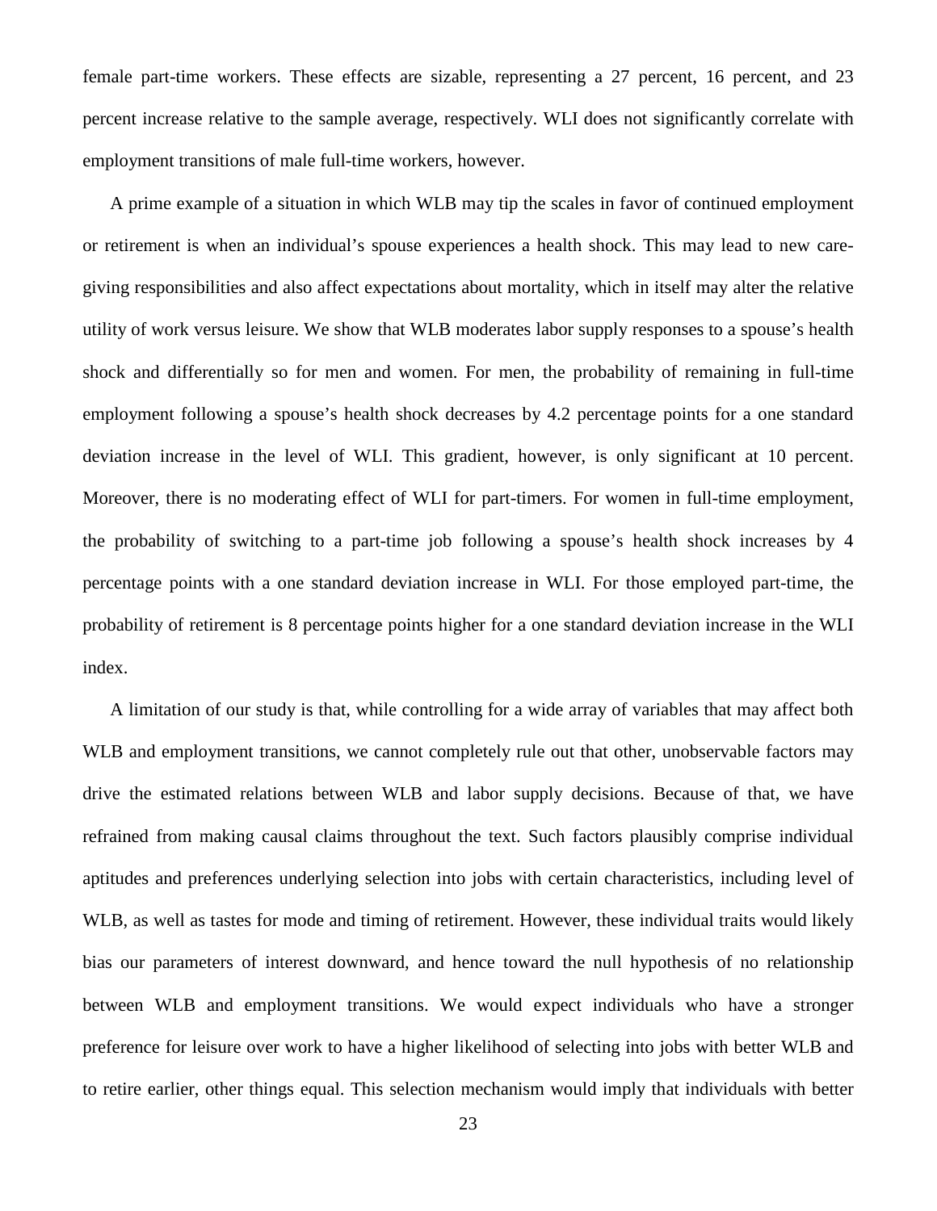female part-time workers. These effects are sizable, representing a 27 percent, 16 percent, and 23 percent increase relative to the sample average, respectively. WLI does not significantly correlate with employment transitions of male full-time workers, however.

A prime example of a situation in which WLB may tip the scales in favor of continued employment or retirement is when an individual's spouse experiences a health shock. This may lead to new care-giving responsibilities and also affect expectations about mortality, which in itself may alter the relative utility of work versus leisure. We show that WLB moderates labor supply responses to a spouse's health shock and differentially so for men and women. For men, the probability of remaining in full-time employment following a spouse's health shock decreases by 4.2 percentage points for a one standard deviation increase in the level of WLI. This gradient, however, is only significant at 10 percent. Moreover, there is no moderating effect of WLI for part-timers. For women in full-time employment, the probability of switching to a part-time job following a spouse's health shock increases by 4 percentage points with a one standard deviation increase in WLI. For those employed part-time, the probability of retirement is 8 percentage points higher for a one standard deviation increase in the WLI index.

A limitation of our study is that, while controlling for a wide array of variables that may affect both WLB and employment transitions, we cannot completely rule out that other, unobservable factors may drive the estimated relations between WLB and labor supply decisions. Because of that, we have refrained from making causal claims throughout the text. Such factors plausibly comprise individual aptitudes and preferences underlying selection into jobs with certain characteristics, including level of WLB, as well as tastes for mode and timing of retirement. However, these individual traits would likely bias our parameters of interest downward, and hence toward the null hypothesis of no relationship between WLB and employment transitions. We would expect individuals who have a stronger preference for leisure over work to have a higher likelihood of selecting into jobs with better WLB and to retire earlier, other things equal. This selection mechanism would imply that individuals with better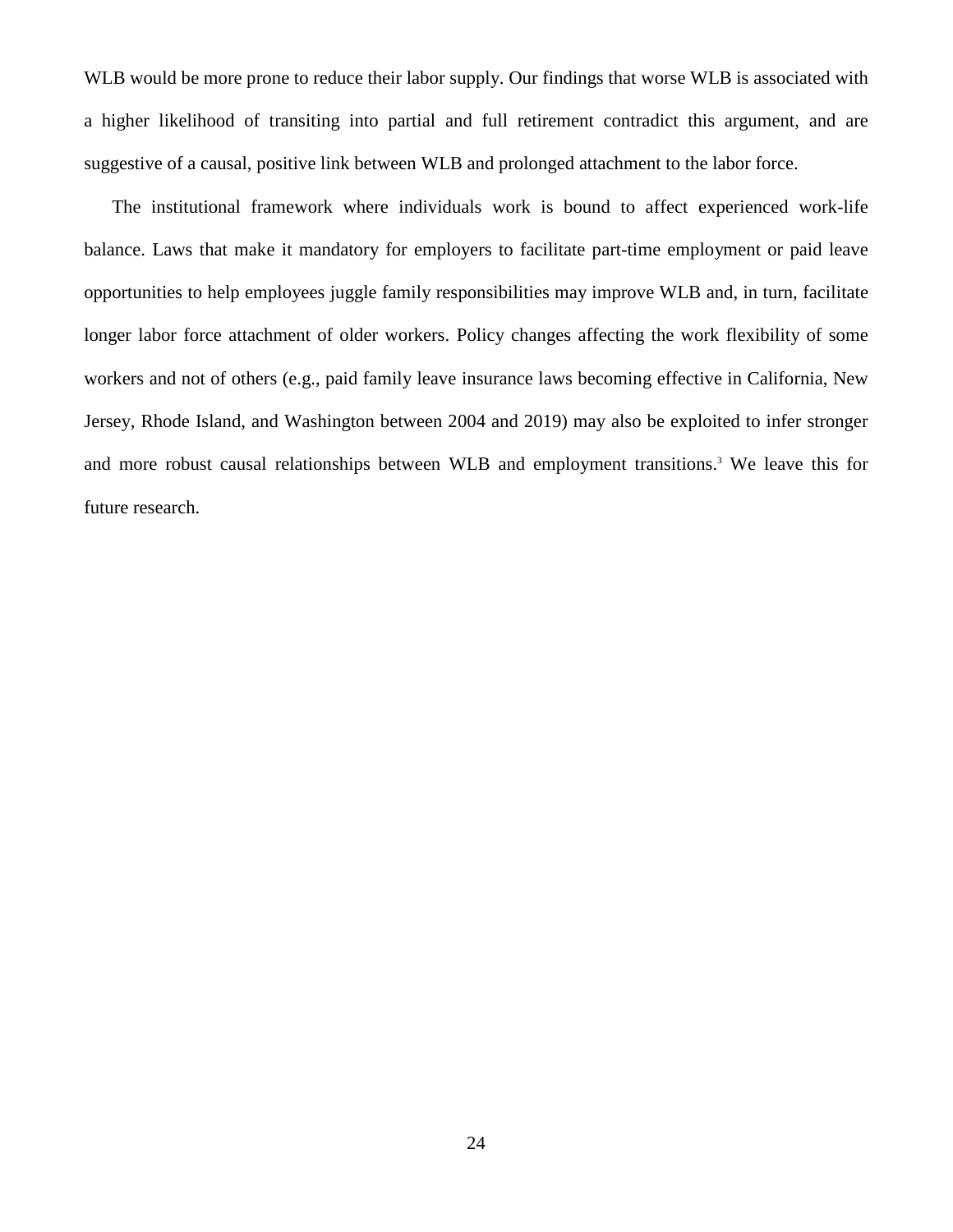WLB would be more prone to reduce their labor supply. Our findings that worse WLB is associated with a higher likelihood of transiting into partial and full retirement contradict this argument, and are suggestive of a causal, positive link between WLB and prolonged attachment to the labor force.

The institutional framework where individuals work is bound to affect experienced work-life balance. Laws that make it mandatory for employers to facilitate part-time employment or paid leave opportunities to help employees juggle family responsibilities may improve WLB and, in turn, facilitate longer labor force attachment of older workers. Policy changes affecting the work flexibility of some workers and not of others (e.g., paid family leave insurance laws becoming effective in California, New Jersey, Rhode Island, and Washington between 2004 and 2019) may also be exploited to infer stronger and more robust causal relationships between WLB and employment transitions.[3] We leave this for future research.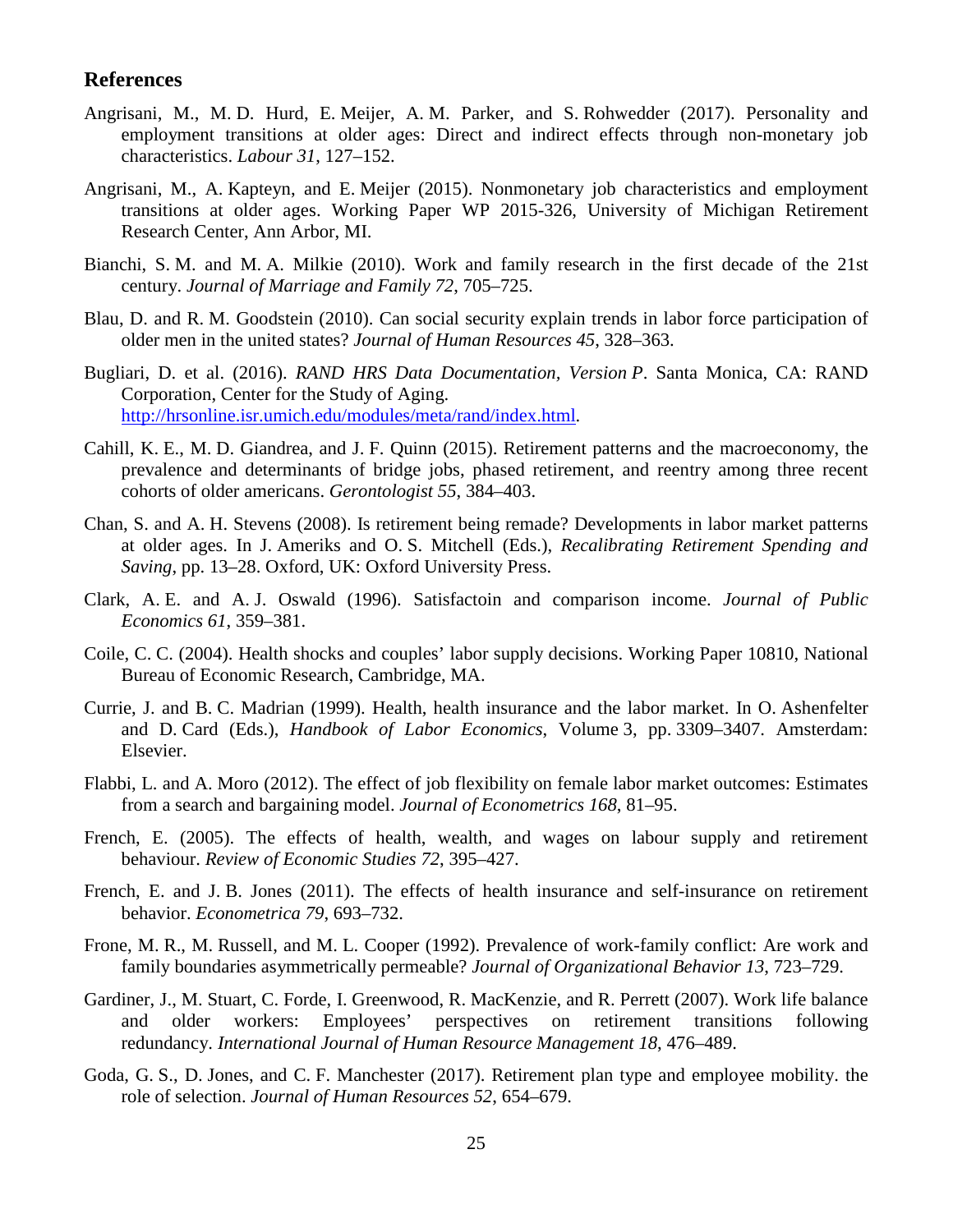## References

Angrisani, M., M. D. Hurd, E. Meijer, A. M. Parker, and S. Rohwedder (2017). Personality and employment transitions at older ages: Direct and indirect effects through non-monetary job characteristics. *Labour 31*, 127–152.

Angrisani, M., A. Kapteyn, and E. Meijer (2015). Nonmonetary job characteristics and employment transitions at older ages. Working Paper WP 2015-326, University of Michigan Retirement Research Center, Ann Arbor, MI.

Bianchi, S. M. and M. A. Milkie (2010). Work and family research in the first decade of the 21st century. *Journal of Marriage and Family 72*, 705–725.

Blau, D. and R. M. Goodstein (2010). Can social security explain trends in labor force participation of older men in the united states? *Journal of Human Resources 45*, 328–363.

Bugliari, D. et al. (2016). *RAND HRS Data Documentation, Version P*. Santa Monica, CA: RAND Corporation, Center for the Study of Aging. http://hrsonline.isr.umich.edu/modules/meta/rand/index.html.

Cahill, K. E., M. D. Giandrea, and J. F. Quinn (2015). Retirement patterns and the macroeconomy, the prevalence and determinants of bridge jobs, phased retirement, and reentry among three recent cohorts of older americans. *Gerontologist 55*, 384–403.

Chan, S. and A. H. Stevens (2008). Is retirement being remade? Developments in labor market patterns at older ages. In J. Ameriks and O. S. Mitchell (Eds.), *Recalibrating Retirement Spending and Saving*, pp. 13–28. Oxford, UK: Oxford University Press.

Clark, A. E. and A. J. Oswald (1996). Satisfactoin and comparison income. *Journal of Public Economics 61*, 359–381.

Coile, C. C. (2004). Health shocks and couples' labor supply decisions. Working Paper 10810, National Bureau of Economic Research, Cambridge, MA.

Currie, J. and B. C. Madrian (1999). Health, health insurance and the labor market. In O. Ashenfelter and D. Card (Eds.), *Handbook of Labor Economics*, Volume 3, pp. 3309–3407. Amsterdam: Elsevier.

Flabbi, L. and A. Moro (2012). The effect of job flexibility on female labor market outcomes: Estimates from a search and bargaining model. *Journal of Econometrics 168*, 81–95.

French, E. (2005). The effects of health, wealth, and wages on labour supply and retirement behaviour. *Review of Economic Studies 72*, 395–427.

French, E. and J. B. Jones (2011). The effects of health insurance and self-insurance on retirement behavior. *Econometrica 79*, 693–732.

Frone, M. R., M. Russell, and M. L. Cooper (1992). Prevalence of work-family conflict: Are work and family boundaries asymmetrically permeable? *Journal of Organizational Behavior 13*, 723–729.

Gardiner, J., M. Stuart, C. Forde, I. Greenwood, R. MacKenzie, and R. Perrett (2007). Work life balance and older workers: Employees' perspectives on retirement transitions following redundancy. *International Journal of Human Resource Management 18*, 476–489.

Goda, G. S., D. Jones, and C. F. Manchester (2017). Retirement plan type and employee mobility. the role of selection. *Journal of Human Resources 52*, 654–679.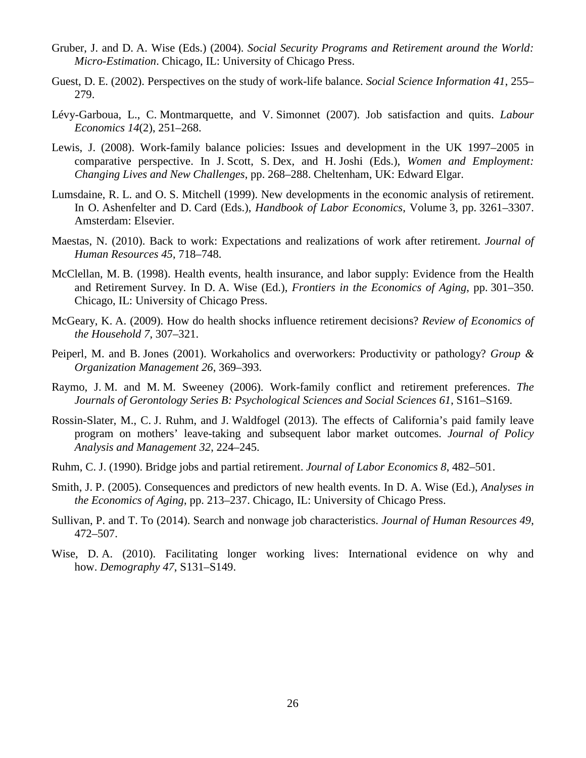Gruber, J. and D. A. Wise (Eds.) (2004). *Social Security Programs and Retirement around the World: Micro-Estimation*. Chicago, IL: University of Chicago Press.

Guest, D. E. (2002). Perspectives on the study of work-life balance. *Social Science Information 41*, 255–279.

Lévy-Garboua, L., C. Montmarquette, and V. Simonnet (2007). Job satisfaction and quits. *Labour Economics 14*(2), 251–268.

Lewis, J. (2008). Work-family balance policies: Issues and development in the UK 1997–2005 in comparative perspective. In J. Scott, S. Dex, and H. Joshi (Eds.), *Women and Employment: Changing Lives and New Challenges*, pp. 268–288. Cheltenham, UK: Edward Elgar.

Lumsdaine, R. L. and O. S. Mitchell (1999). New developments in the economic analysis of retirement. In O. Ashenfelter and D. Card (Eds.), *Handbook of Labor Economics*, Volume 3, pp. 3261–3307. Amsterdam: Elsevier.

Maestas, N. (2010). Back to work: Expectations and realizations of work after retirement. *Journal of Human Resources 45*, 718–748.

McClellan, M. B. (1998). Health events, health insurance, and labor supply: Evidence from the Health and Retirement Survey. In D. A. Wise (Ed.), *Frontiers in the Economics of Aging*, pp. 301–350. Chicago, IL: University of Chicago Press.

McGeary, K. A. (2009). How do health shocks influence retirement decisions? *Review of Economics of the Household 7*, 307–321.

Peiperl, M. and B. Jones (2001). Workaholics and overworkers: Productivity or pathology? *Group & Organization Management 26*, 369–393.

Raymo, J. M. and M. M. Sweeney (2006). Work-family conflict and retirement preferences. *The Journals of Gerontology Series B: Psychological Sciences and Social Sciences 61*, S161–S169.

Rossin-Slater, M., C. J. Ruhm, and J. Waldfogel (2013). The effects of California's paid family leave program on mothers' leave-taking and subsequent labor market outcomes. *Journal of Policy Analysis and Management 32*, 224–245.

Ruhm, C. J. (1990). Bridge jobs and partial retirement. *Journal of Labor Economics 8*, 482–501.

Smith, J. P. (2005). Consequences and predictors of new health events. In D. A. Wise (Ed.), *Analyses in the Economics of Aging*, pp. 213–237. Chicago, IL: University of Chicago Press.

Sullivan, P. and T. To (2014). Search and nonwage job characteristics. *Journal of Human Resources 49*, 472–507.

Wise, D. A. (2010). Facilitating longer working lives: International evidence on why and how. *Demography 47*, S131–S149.